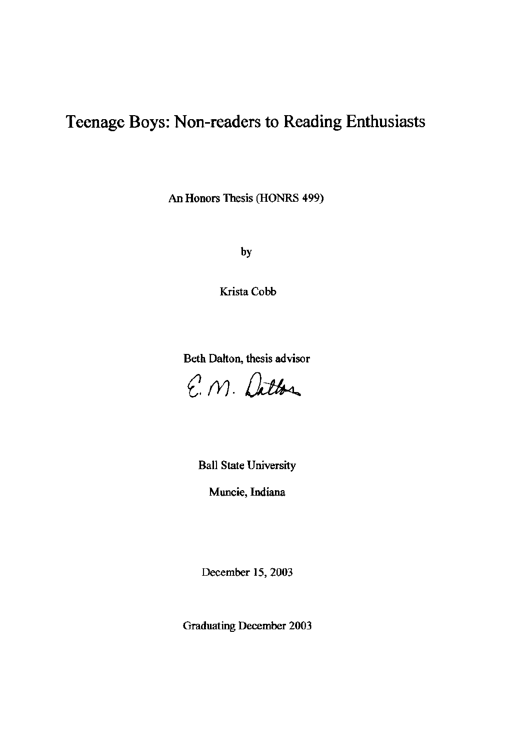# Teenage Boys: Non-readers to Reading Enthusiasts

An Honors Thesis (HONRS 499)

by

Krista Cobb

Beth Dalton, thesis advisor

E. M. Dalton

Ball State University

Muncie, Indiana

December 15, 2003

Graduating December 2003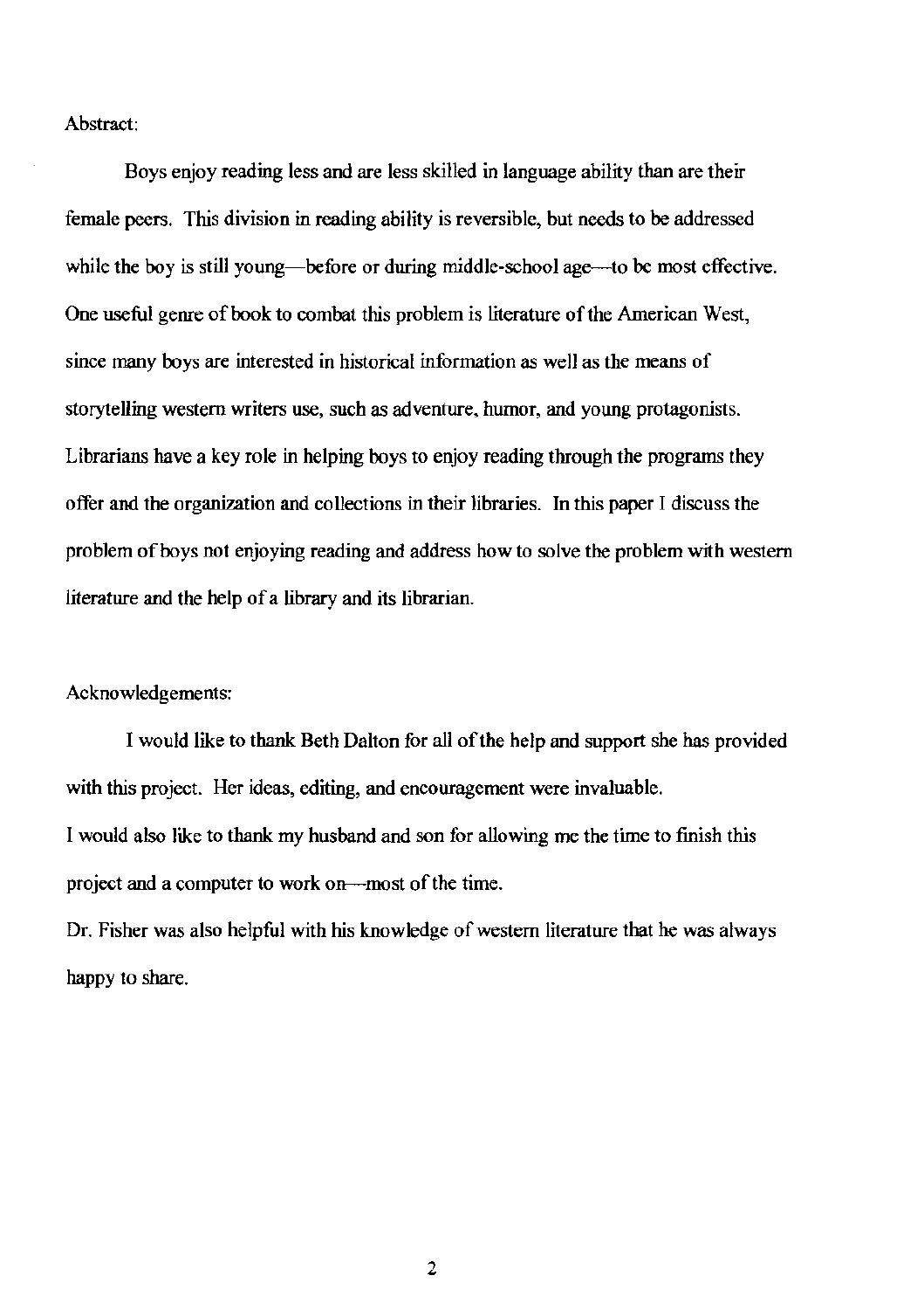Abstract:

Boys enjoy reading less and are less skilled in language ability than are their female peers. This division in reading ability is reversible, but needs to be addressed while the boy is still young—before or during middle-school age—to be most effective. One useful genre of book to combat this problem is literature of the American West, since many boys are interested in historical information as well as the means of storytelling western writers use, such as adventure, humor, and young protagonists. Librarians have a key role in helping boys to enjoy reading through the programs they offer and the organization and collections in their libraries. In this paper I discuss the problem of boys not enjoying reading and address how to solve the problem with western literature and the help of a library and its librarian.

Acknowledgements:

I would like to thank Beth Dalton for all of the help and support she has provided with this project. Her ideas, editing, and encouragement were invaluable.

I would also like to thank my husband and son for allowing me the time to finish this project and a computer to work on—most of the time.

Dr. Fisher was also helpful with his knowledge of western literature that he was always happy to share.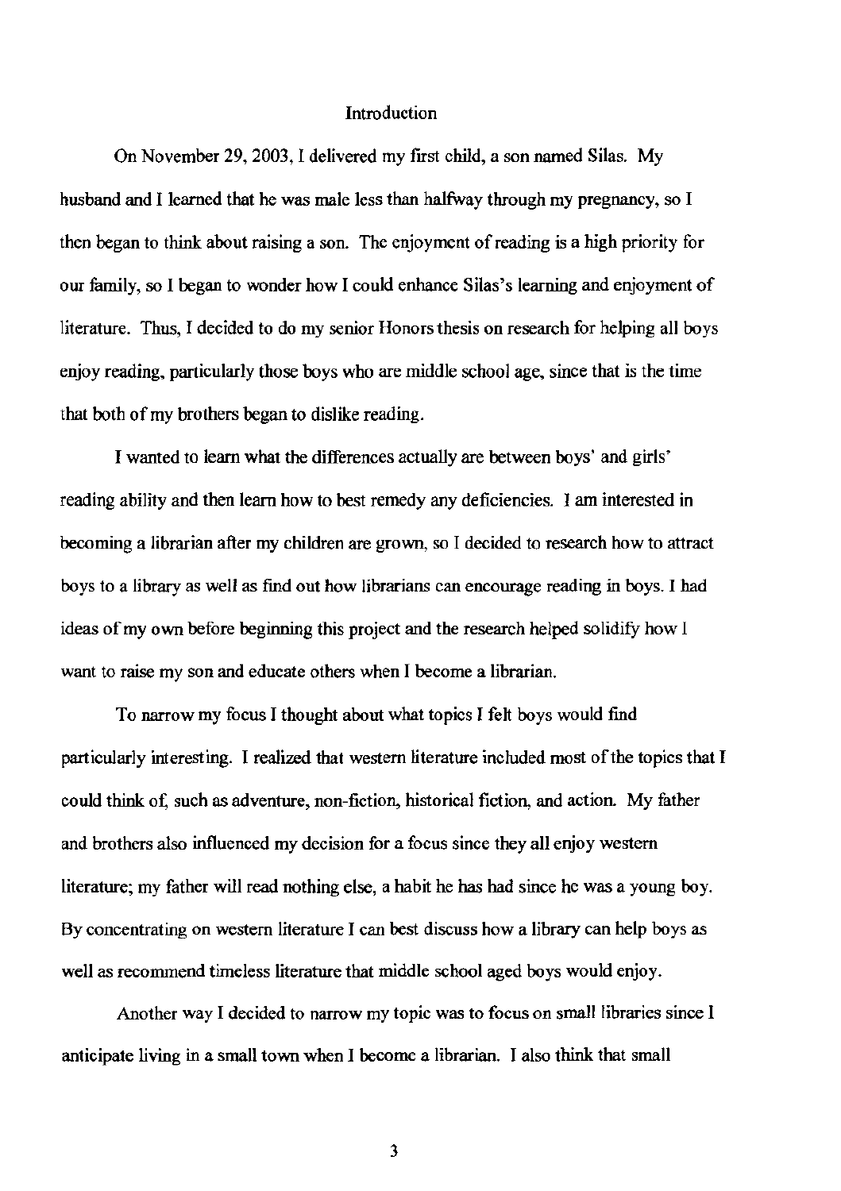## Introduction

On November 29, 2003, I delivered my first child, a son named Silas. My husband and I learned that he was male less than halfway through my pregnancy, so I then began to think about raising a son. The enjoyment of reading is a high priority for our family, so I began to wonder how I could enhance Silas's learning and enjoyment of literature. Thus, I decided to do my senior Honors thesis on research for helping all boys enjoy reading, particularly those boys who are middle school age, since that is the time that both of my brothers began to dislike reading.

I wanted to learn what the differences actually are between boys' and girls' reading ability and then learn how to best remedy any deficiencies. I am interested in becoming a librarian after my children are grown, so I decided to research how to attract boys to a library as well as find out how librarians can encourage reading in boys. I had ideas of my own before beginning this project and the research helped solidify how I want to raise my son and educate others when I become a librarian.

To narrow my focus I thought about what topics I felt boys would find particularly interesting. I realized that western literature included most of the topics that I could think of, such as adventure, non-fiction, historical fiction, and action. My father and brothers also influenced my decision for a focus since they all enjoy western literature; my father will read nothing else, a habit he has had since he was a young boy. By concentrating on western literature I can best discuss how a library can help boys as well as recommend timeless literature that middle school aged boys would enjoy.

Another way I decided to narrow my topic was to focus on small libraries since I anticipate living in a small town when I become a librarian. I also think that small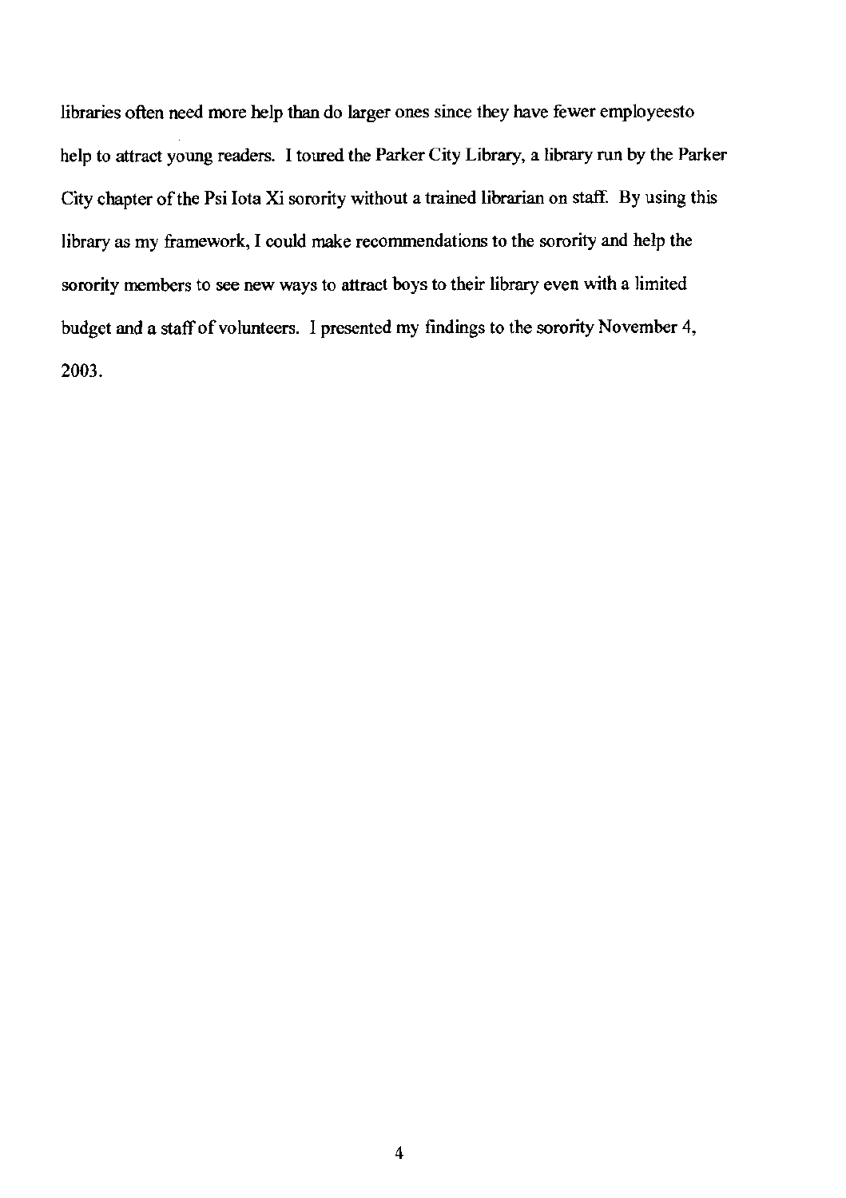libraries often need more help than do larger ones since they have fewer employeesto help to attract young readers. I toured the Parker City Library, a library run by the Parker City chapter of the Psi Iota Xi sorority without a trained librarian on staff. By using this library as my framework, I could make recommendations to the sorority and help the sorority members to see new ways to attract boys to their library even with a limited budget and a staff of volunteers. I presented my findings to the sorority November 4, 2003.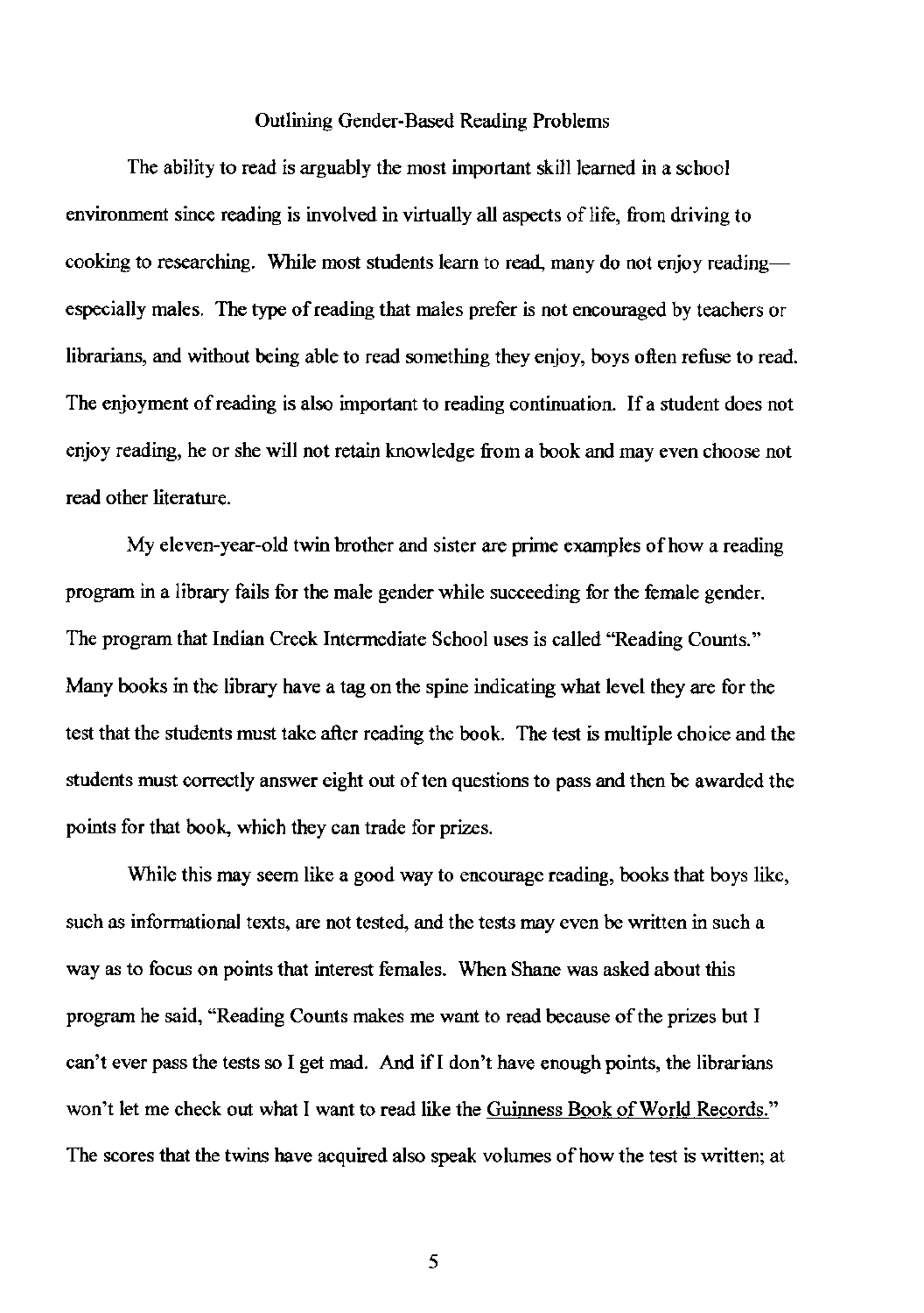## Outlining Gender-Based Reading Problems

The ability to read is arguably the most important skill learned in a school environment since reading is involved in virtually all aspects of life, from driving to cooking to researching. While most students learn to read, many do not enjoy reading—especially males. The type of reading that males prefer is not encouraged by teachers or librarians, and without being able to read something they enjoy, boys often refuse to read. The enjoyment of reading is also important to reading continuation. If a student does not enjoy reading, he or she will not retain knowledge from a book and may even choose not read other literature.

My eleven-year-old twin brother and sister are prime examples of how a reading program in a library fails for the male gender while succeeding for the female gender. The program that Indian Creek Intermediate School uses is called "Reading Counts." Many books in the library have a tag on the spine indicating what level they are for the test that the students must take after reading the book. The test is multiple choice and the students must correctly answer eight out of ten questions to pass and then be awarded the points for that book, which they can trade for prizes.

While this may seem like a good way to encourage reading, books that boys like, such as informational texts, are not tested, and the tests may even be written in such a way as to focus on points that interest females. When Shane was asked about this program he said, "Reading Counts makes me want to read because of the prizes but I can't ever pass the tests so I get mad. And if I don't have enough points, the librarians won't let me check out what I want to read like the <u>Guinness Book of World Records.</u>" The scores that the twins have acquired also speak volumes of how the test is written; at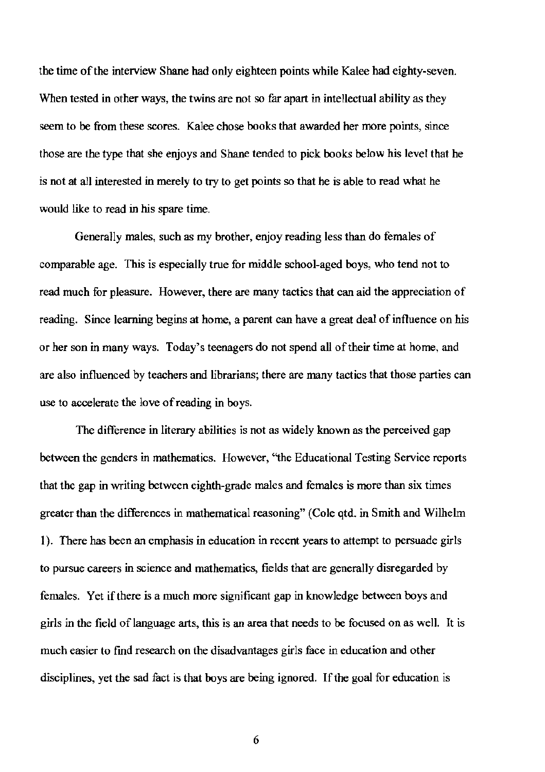the time of the interview Shane had only eighteen points while Kalee had eighty-seven. When tested in other ways, the twins are not so far apart in intellectual ability as they seem to be from these scores. Kalee chose books that awarded her more points, since those are the type that she enjoys and Shane tended to pick books below his level that he is not at all interested in merely to try to get points so that he is able to read what he would like to read in his spare time.

Generally males, such as my brother, enjoy reading less than do females of comparable age. This is especially true for middle school-aged boys, who tend not to read much for pleasure. However, there are many tactics that can aid the appreciation of reading. Since learning begins at home, a parent can have a great deal of influence on his or her son in many ways. Today's teenagers do not spend all of their time at home, and are also influenced by teachers and librarians; there are many tactics that those parties can use to accelerate the love of reading in boys.

The difference in literary abilities is not as widely known as the perceived gap between the genders in mathematics. However, "the Educational Testing Service reports that the gap in writing between eighth-grade males and females is more than six times greater than the differences in mathematical reasoning" (Cole qtd. in Smith and Wilhelm 1). There has been an emphasis in education in recent years to attempt to persuade girls to pursue careers in science and mathematics, fields that are generally disregarded by females. Yet if there is a much more significant gap in knowledge between boys and girls in the field of language arts, this is an area that needs to be focused on as well. It is much easier to find research on the disadvantages girls face in education and other disciplines, yet the sad fact is that boys are being ignored. If the goal for education is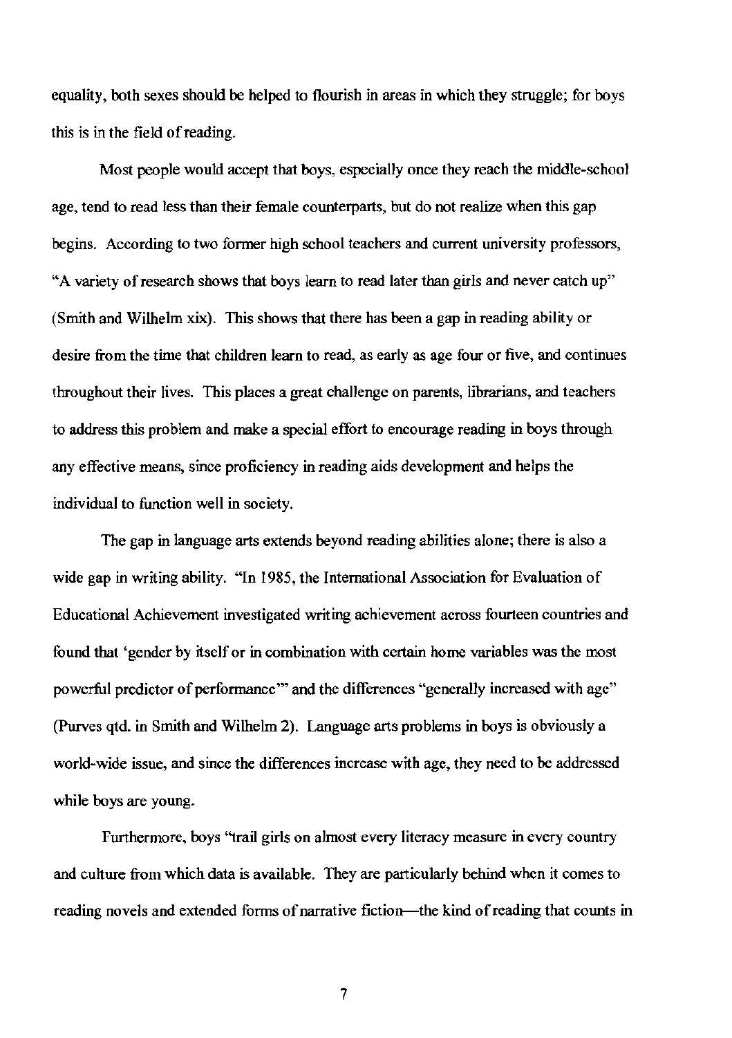equality, both sexes should be helped to flourish in areas in which they struggle; for boys this is in the field of reading.

Most people would accept that boys, especially once they reach the middle-school age, tend to read less than their female counterparts, but do not realize when this gap begins. According to two former high school teachers and current university professors, "A variety of research shows that boys learn to read later than girls and never catch up" (Smith and Wilhelm xix). This shows that there has been a gap in reading ability or desire from the time that children learn to read, as early as age four or five, and continues throughout their lives. This places a great challenge on parents, librarians, and teachers to address this problem and make a special effort to encourage reading in boys through any effective means, since proficiency in reading aids development and helps the individual to function well in society.

The gap in language arts extends beyond reading abilities alone; there is also a wide gap in writing ability. "In 1985, the International Association for Evaluation of Educational Achievement investigated writing achievement across fourteen countries and found that 'gender by itself or in combination with certain home variables was the most powerful predictor of performance'" and the differences "generally increased with age" (Purves qtd. in Smith and Wilhelm 2). Language arts problems in boys is obviously a world-wide issue, and since the differences increase with age, they need to be addressed while boys are young.

Furthermore, boys "trail girls on almost every literacy measure in every country and culture from which data is available. They are particularly behind when it comes to reading novels and extended forms of narrative fiction—the kind of reading that counts in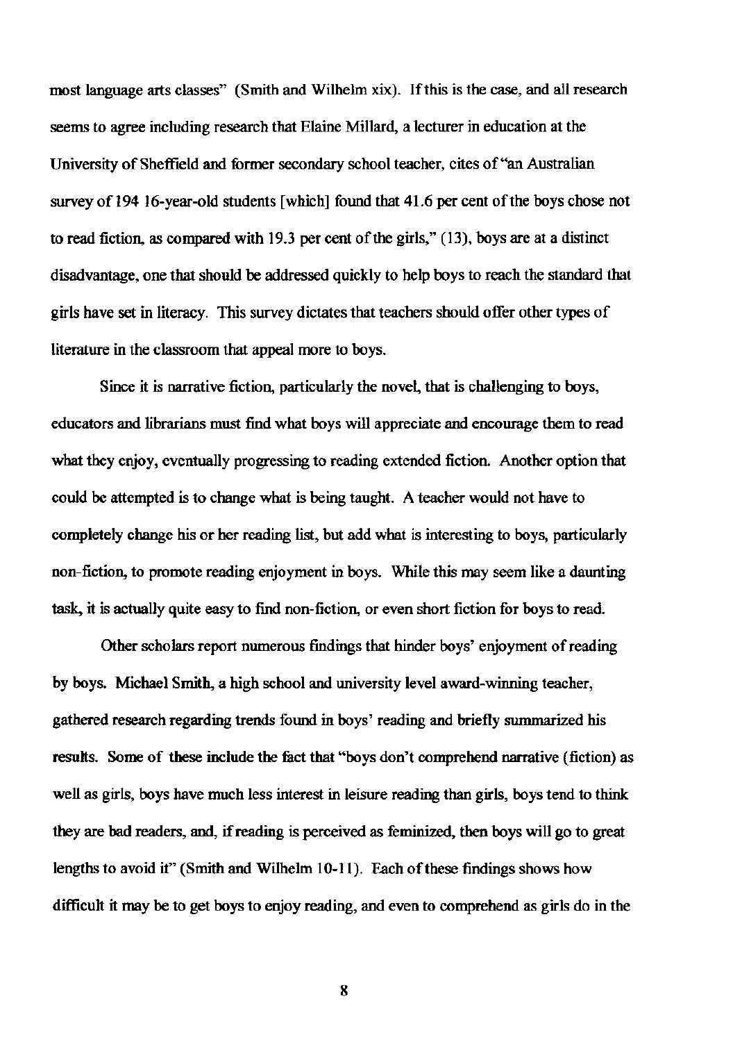most language arts classes" (Smith and Wilhelm xix). If this is the case, and all research seems to agree including research that Elaine Millard, a lecturer in education at the University of Sheffield and former secondary school teacher, cites of "an Australian survey of 194 16-year-old students [which] found that 41.6 per cent of the boys chose not to read fiction, as compared with 19.3 per cent of the girls," (13), boys are at a distinct disadvantage, one that should be addressed quickly to help boys to reach the standard that girls have set in literacy. This survey dictates that teachers should offer other types of literature in the classroom that appeal more to boys.

Since it is narrative fiction, particularly the novel, that is challenging to boys, educators and librarians must find what boys will appreciate and encourage them to read what they enjoy, eventually progressing to reading extended fiction. Another option that could be attempted is to change what is being taught. A teacher would not have to completely change his or her reading list, but add what is interesting to boys, particularly non-fiction, to promote reading enjoyment in boys. While this may seem like a daunting task, it is actually quite easy to find non-fiction, or even short fiction for boys to read.

Other scholars report numerous findings that hinder boys' enjoyment of reading by boys. Michael Smith, a high school and university level award-winning teacher, gathered research regarding trends found in boys' reading and briefly summarized his results. Some of these include the fact that "boys don't comprehend narrative (fiction) as well as girls, boys have much less interest in leisure reading than girls, boys tend to think they are bad readers, and, if reading is perceived as feminized, then boys will go to great lengths to avoid it" (Smith and Wilhelm 10-11). Each of these findings shows how difficult it may be to get boys to enjoy reading, and even to comprehend as girls do in the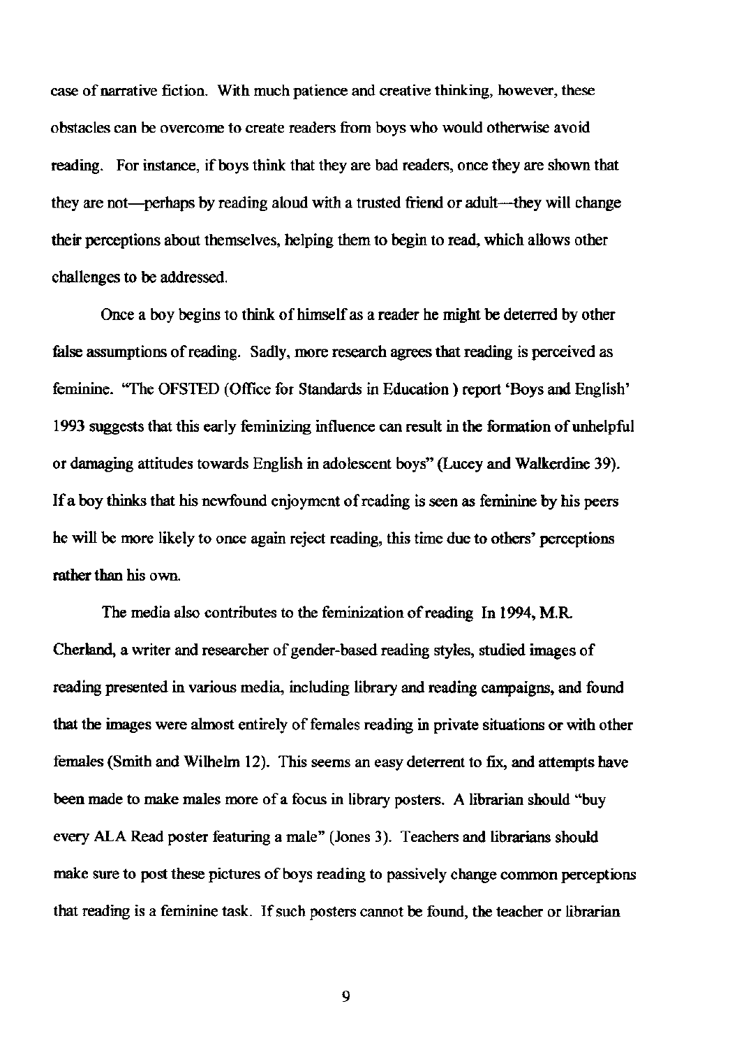case of narrative fiction. With much patience and creative thinking, however, these obstacles can be overcome to create readers from boys who would otherwise avoid reading. For instance, if boys think that they are bad readers, once they are shown that they are not—perhaps by reading aloud with a trusted friend or adult—they will change their perceptions about themselves, helping them to begin to read, which allows other challenges to be addressed.

Once a boy begins to think of himself as a reader he might be deterred by other false assumptions of reading. Sadly, more research agrees that reading is perceived as feminine. "The OFSTED (Office for Standards in Education ) report 'Boys and English' 1993 suggests that this early feminizing influence can result in the formation of unhelpful or damaging attitudes towards English in adolescent boys" (Lucey and Walkerdine 39). If a boy thinks that his newfound enjoyment of reading is seen as feminine by his peers he will be more likely to once again reject reading, this time due to others' perceptions rather than his own.

The media also contributes to the feminization of reading In 1994, M.R. Cherland, a writer and researcher of gender-based reading styles, studied images of reading presented in various media, including library and reading campaigns, and found that the images were almost entirely of females reading in private situations or with other females (Smith and Wilhelm 12). This seems an easy deterrent to fix, and attempts have been made to make males more of a focus in library posters. A librarian should "buy every ALA Read poster featuring a male" (Jones 3). Teachers and librarians should make sure to post these pictures of boys reading to passively change common perceptions that reading is a feminine task. If such posters cannot be found, the teacher or librarian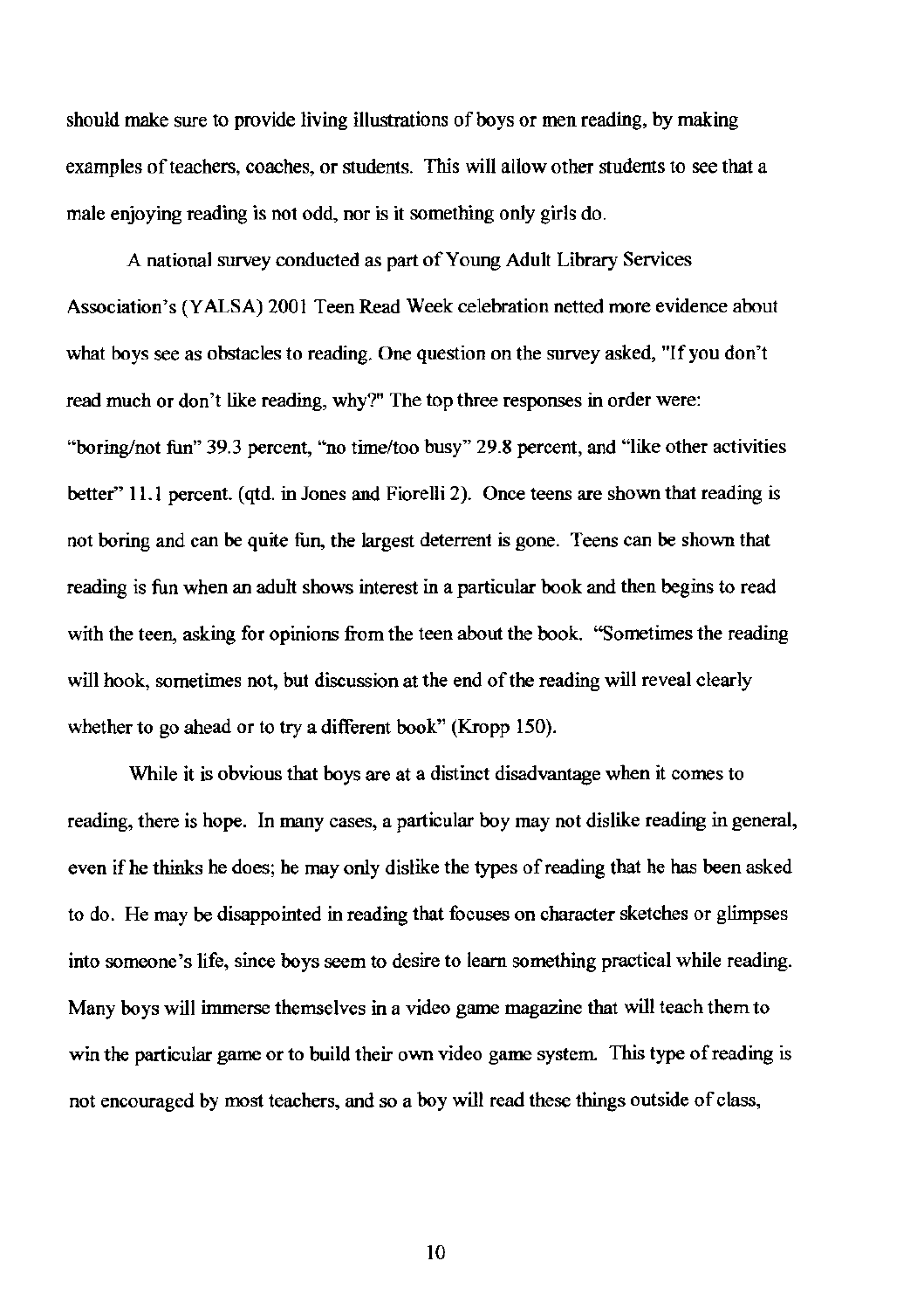should make sure to provide living illustrations of boys or men reading, by making examples of teachers, coaches, or students. This will allow other students to see that a male enjoying reading is not odd, nor is it something only girls do.

A national survey conducted as part of Young Adult Library Services Association's (YALSA) 2001 Teen Read Week celebration netted more evidence about what boys see as obstacles to reading. One question on the survey asked, "If you don't read much or don't like reading, why?" The top three responses in order were: "boring/not fun" 39.3 percent, "no time/too busy" 29.8 percent, and "like other activities better" 11.1 percent. (qtd. in Jones and Fiorelli 2). Once teens are shown that reading is not boring and can be quite fun, the largest deterrent is gone. Teens can be shown that reading is fun when an adult shows interest in a particular book and then begins to read with the teen, asking for opinions from the teen about the book. "Sometimes the reading will hook, sometimes not, but discussion at the end of the reading will reveal clearly whether to go ahead or to try a different book" (Kropp 150).

While it is obvious that boys are at a distinct disadvantage when it comes to reading, there is hope. In many cases, a particular boy may not dislike reading in general, even if he thinks he does; he may only dislike the types of reading that he has been asked to do. He may be disappointed in reading that focuses on character sketches or glimpses into someone's life, since boys seem to desire to learn something practical while reading. Many boys will immerse themselves in a video game magazine that will teach them to win the particular game or to build their own video game system. This type of reading is not encouraged by most teachers, and so a boy will read these things outside of class,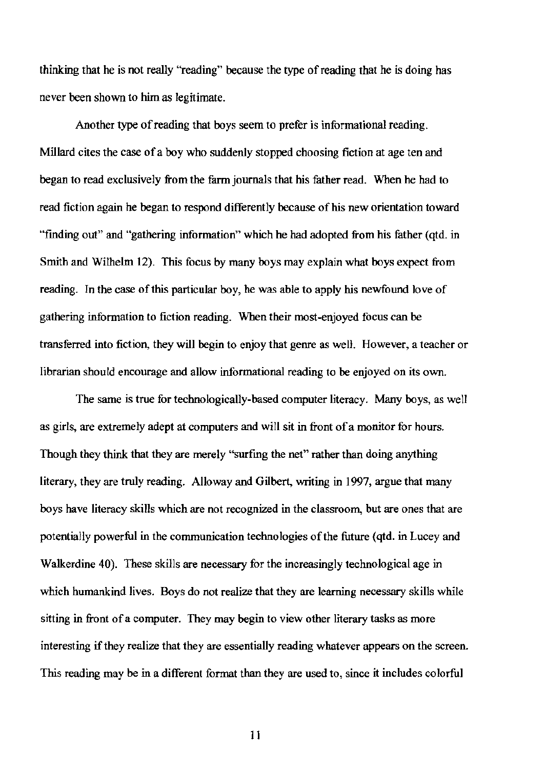thinking that he is not really "reading" because the type of reading that he is doing has never been shown to him as legitimate.

Another type of reading that boys seem to prefer is informational reading. Millard cites the case of a boy who suddenly stopped choosing fiction at age ten and began to read exclusively from the farm journals that his father read. When he had to read fiction again he began to respond differently because of his new orientation toward "finding out" and "gathering information" which he had adopted from his father (qtd. in Smith and Wilhelm 12). This focus by many boys may explain what boys expect from reading. In the case of this particular boy, he was able to apply his newfound love of gathering information to fiction reading. When their most-enjoyed focus can be transferred into fiction, they will begin to enjoy that genre as well. However, a teacher or librarian should encourage and allow informational reading to be enjoyed on its own.

The same is true for technologically-based computer literacy. Many boys, as well as girls, are extremely adept at computers and will sit in front of a monitor for hours. Though they think that they are merely "surfing the net" rather than doing anything literary, they are truly reading. Alloway and Gilbert, writing in 1997, argue that many boys have literacy skills which are not recognized in the classroom, but are ones that are potentially powerful in the communication technologies of the future (qtd. in Lucey and Walkerdine 40). These skills are necessary for the increasingly technological age in which humankind lives. Boys do not realize that they are learning necessary skills while sitting in front of a computer. They may begin to view other literary tasks as more interesting if they realize that they are essentially reading whatever appears on the screen. This reading may be in a different format than they are used to, since it includes colorful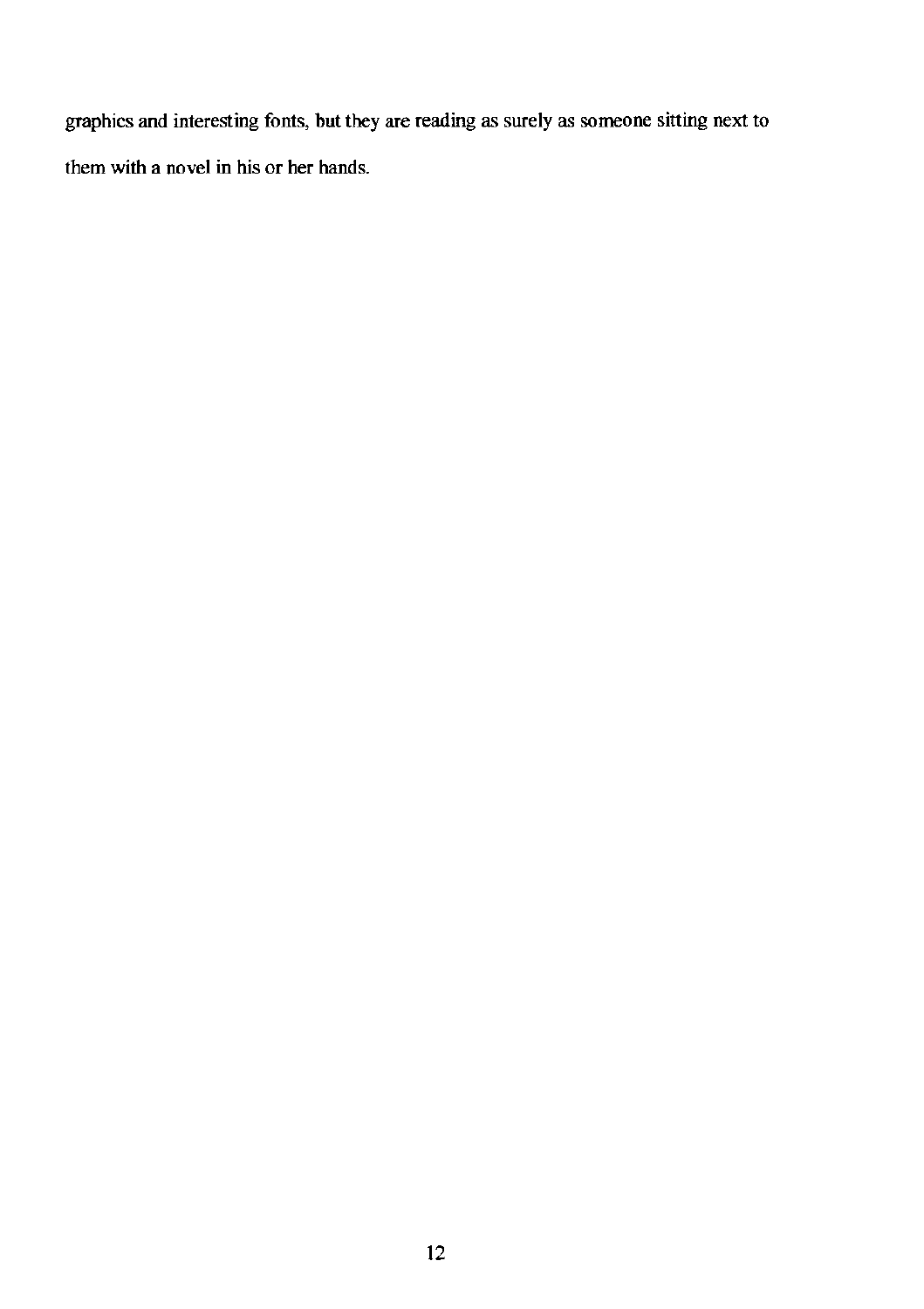graphics and interesting fonts, but they are reading as surely as someone sitting next to them with a novel in his or her hands.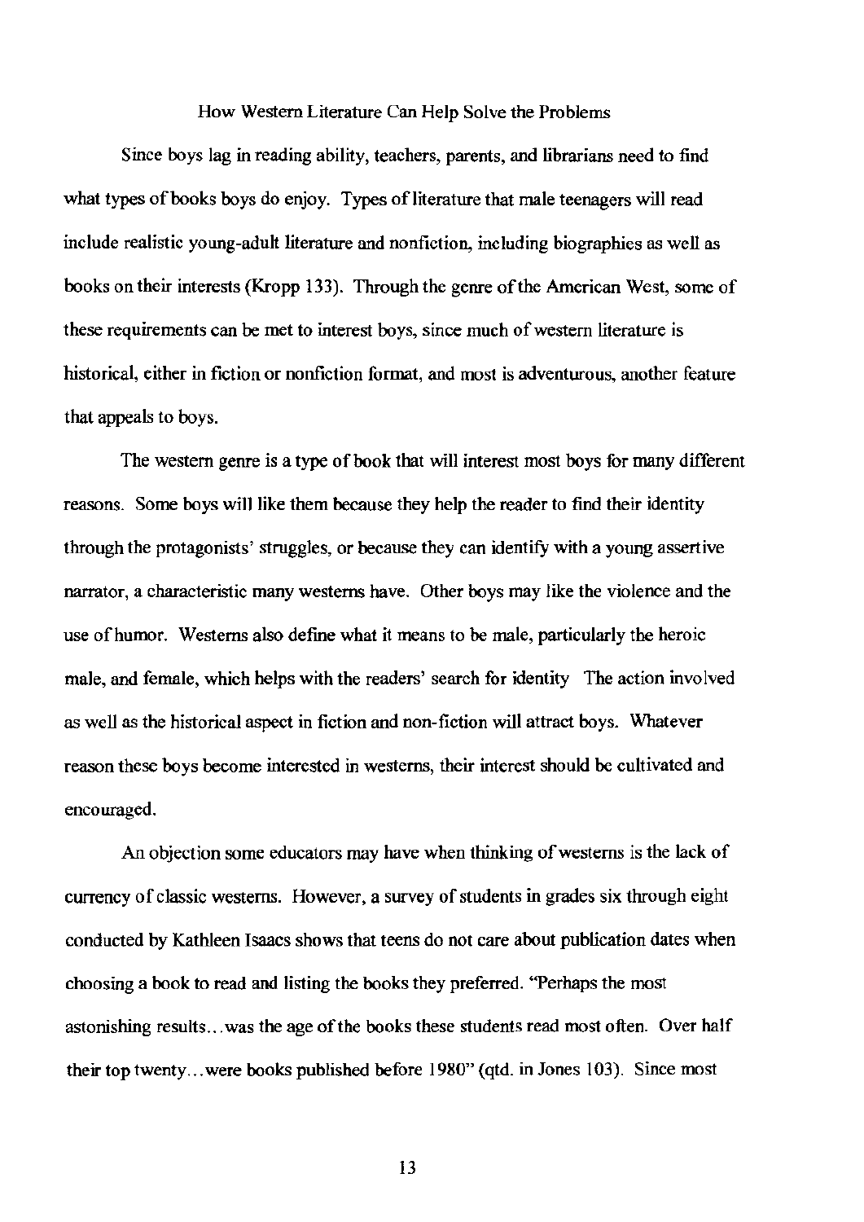## How Western Literature Can Help Solve the Problems

Since boys lag in reading ability, teachers, parents, and librarians need to find what types of books boys do enjoy. Types of literature that male teenagers will read include realistic young-adult literature and nonfiction, including biographies as well as books on their interests (Kropp 133). Through the genre of the American West, some of these requirements can be met to interest boys, since much of western literature is historical, either in fiction or nonfiction format, and most is adventurous, another feature that appeals to boys.

The western genre is a type of book that will interest most boys for many different reasons. Some boys will like them because they help the reader to find their identity through the protagonists' struggles, or because they can identify with a young assertive narrator, a characteristic many westerns have. Other boys may like the violence and the use of humor. Westerns also define what it means to be male, particularly the heroic male, and female, which helps with the readers' search for identity The action involved as well as the historical aspect in fiction and non-fiction will attract boys. Whatever reason these boys become interested in westerns, their interest should be cultivated and encouraged.

An objection some educators may have when thinking of westerns is the lack of currency of classic westerns. However, a survey of students in grades six through eight conducted by Kathleen Isaacs shows that teens do not care about publication dates when choosing a book to read and listing the books they preferred. "Perhaps the most astonishing results…was the age of the books these students read most often. Over half their top twenty…were books published before 1980" (qtd. in Jones 103). Since most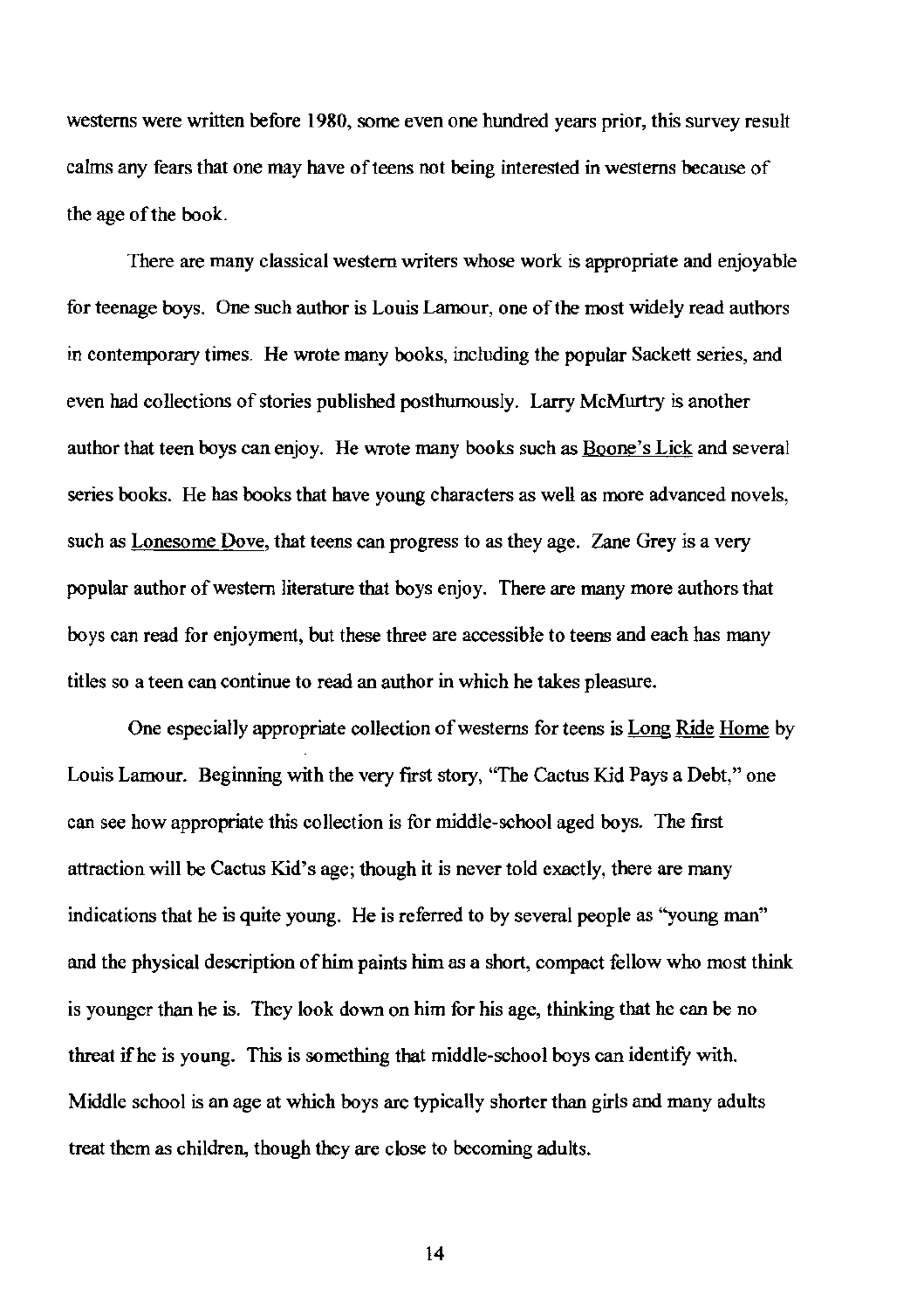westerns were written before 1980, some even one hundred years prior, this survey result calms any fears that one may have of teens not being interested in westerns because of the age of the book.

There are many classical western writers whose work is appropriate and enjoyable for teenage boys. One such author is Louis Lamour, one of the most widely read authors in contemporary times. He wrote many books, including the popular Sackett series, and even had collections of stories published posthumously. Larry McMurtry is another author that teen boys can enjoy. He wrote many books such as Boone's Lick and several series books. He has books that have young characters as well as more advanced novels, such as Lonesome Dove, that teens can progress to as they age. Zane Grey is a very popular author of western literature that boys enjoy. There are many more authors that boys can read for enjoyment, but these three are accessible to teens and each has many titles so a teen can continue to read an author in which he takes pleasure.

One especially appropriate collection of westerns for teens is Long Ride Home by Louis Lamour. Beginning with the very first story, "The Cactus Kid Pays a Debt," one can see how appropriate this collection is for middle-school aged boys. The first attraction will be Cactus Kid's age; though it is never told exactly, there are many indications that he is quite young. He is referred to by several people as "young man" and the physical description of him paints him as a short, compact fellow who most think is younger than he is. They look down on him for his age, thinking that he can be no threat if he is young. This is something that middle-school boys can identify with. Middle school is an age at which boys are typically shorter than girls and many adults treat them as children, though they are close to becoming adults.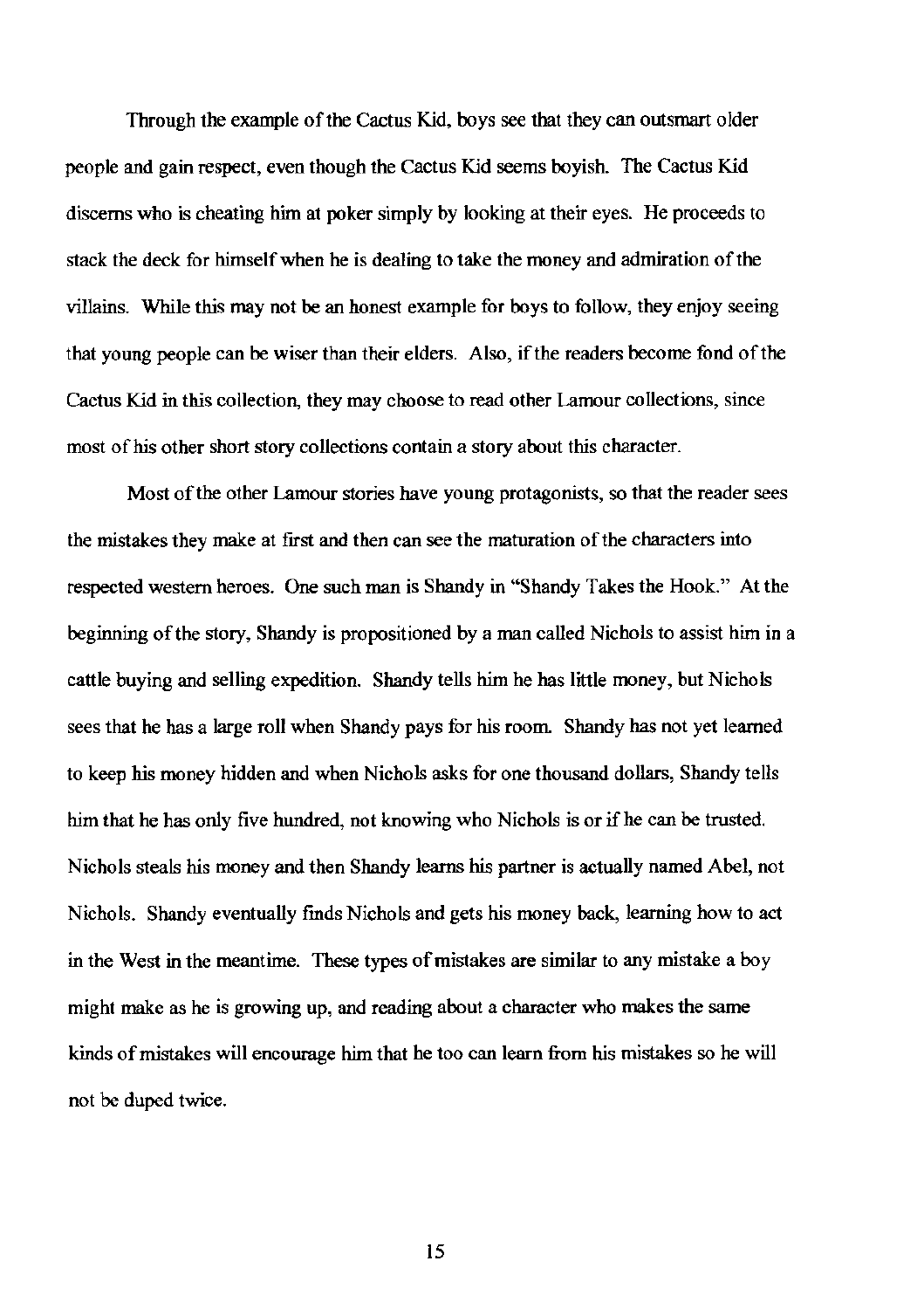Through the example of the Cactus Kid, boys see that they can outsmart older people and gain respect, even though the Cactus Kid seems boyish. The Cactus Kid discerns who is cheating him at poker simply by looking at their eyes. He proceeds to stack the deck for himself when he is dealing to take the money and admiration of the villains. While this may not be an honest example for boys to follow, they enjoy seeing that young people can be wiser than their elders. Also, if the readers become fond of the Cactus Kid in this collection, they may choose to read other Lamour collections, since most of his other short story collections contain a story about this character.

Most of the other Lamour stories have young protagonists, so that the reader sees the mistakes they make at first and then can see the maturation of the characters into respected western heroes. One such man is Shandy in "Shandy Takes the Hook." At the beginning of the story, Shandy is propositioned by a man called Nichols to assist him in a cattle buying and selling expedition. Shandy tells him he has little money, but Nichols sees that he has a large roll when Shandy pays for his room. Shandy has not yet learned to keep his money hidden and when Nichols asks for one thousand dollars, Shandy tells him that he has only five hundred, not knowing who Nichols is or if he can be trusted. Nichols steals his money and then Shandy learns his partner is actually named Abel, not Nichols. Shandy eventually finds Nichols and gets his money back, learning how to act in the West in the meantime. These types of mistakes are similar to any mistake a boy might make as he is growing up, and reading about a character who makes the same kinds of mistakes will encourage him that he too can learn from his mistakes so he will not be duped twice.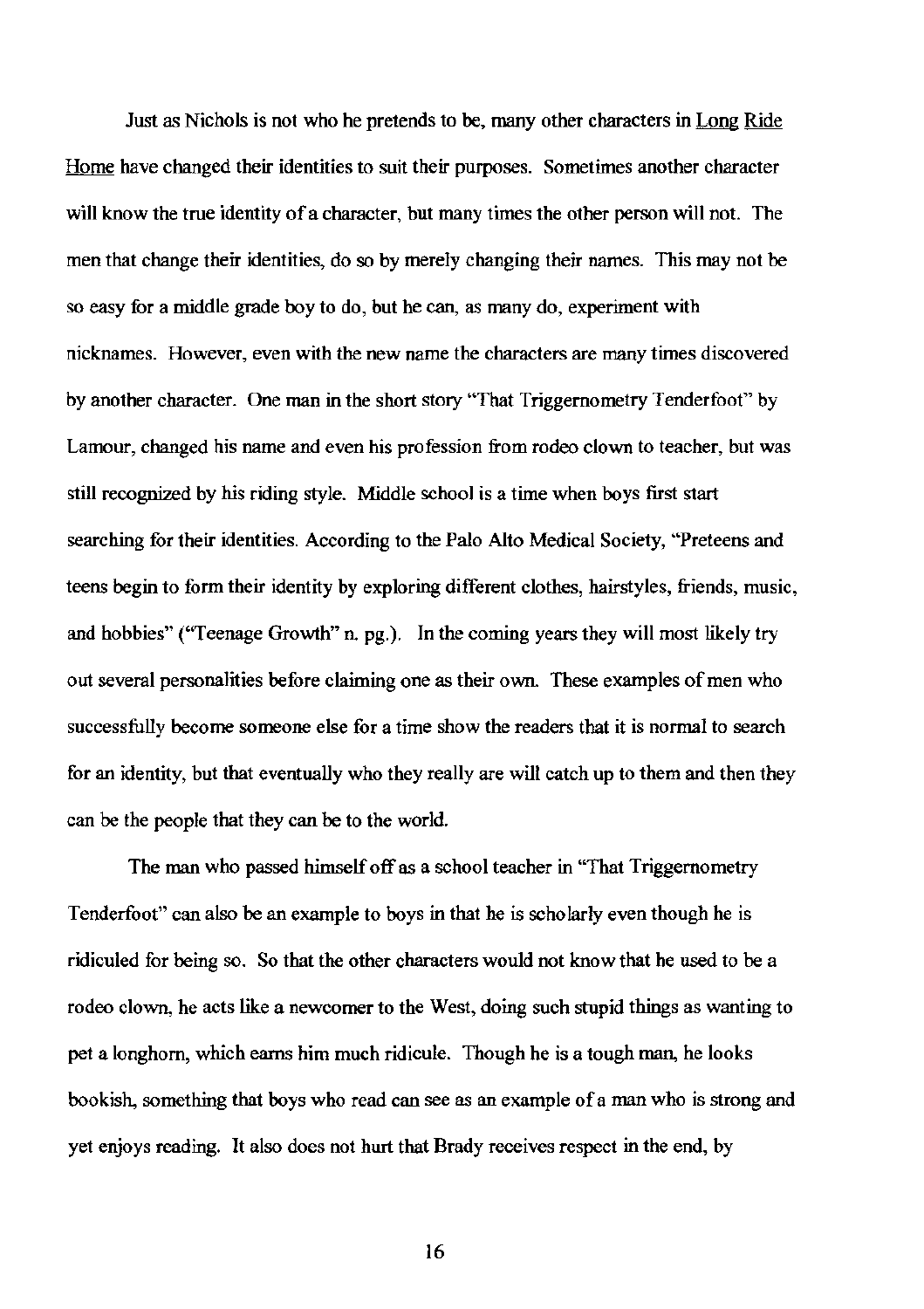Just as Nichols is not who he pretends to be, many other characters in Long Ride Home have changed their identities to suit their purposes. Sometimes another character will know the true identity of a character, but many times the other person will not. The men that change their identities, do so by merely changing their names. This may not be so easy for a middle grade boy to do, but he can, as many do, experiment with nicknames. However, even with the new name the characters are many times discovered by another character. One man in the short story "That Triggernometry Tenderfoot" by Lamour, changed his name and even his profession from rodeo clown to teacher, but was still recognized by his riding style. Middle school is a time when boys first start searching for their identities. According to the Palo Alto Medical Society, "Preteens and teens begin to form their identity by exploring different clothes, hairstyles, friends, music, and hobbies" ("Teenage Growth" n. pg.). In the coming years they will most likely try out several personalities before claiming one as their own. These examples of men who successfully become someone else for a time show the readers that it is normal to search for an identity, but that eventually who they really are will catch up to them and then they can be the people that they can be to the world.

The man who passed himself off as a school teacher in "That Triggernometry Tenderfoot" can also be an example to boys in that he is scholarly even though he is ridiculed for being so. So that the other characters would not know that he used to be a rodeo clown, he acts like a newcomer to the West, doing such stupid things as wanting to pet a longhorn, which earns him much ridicule. Though he is a tough man, he looks bookish, something that boys who read can see as an example of a man who is strong and yet enjoys reading. It also does not hurt that Brady receives respect in the end, by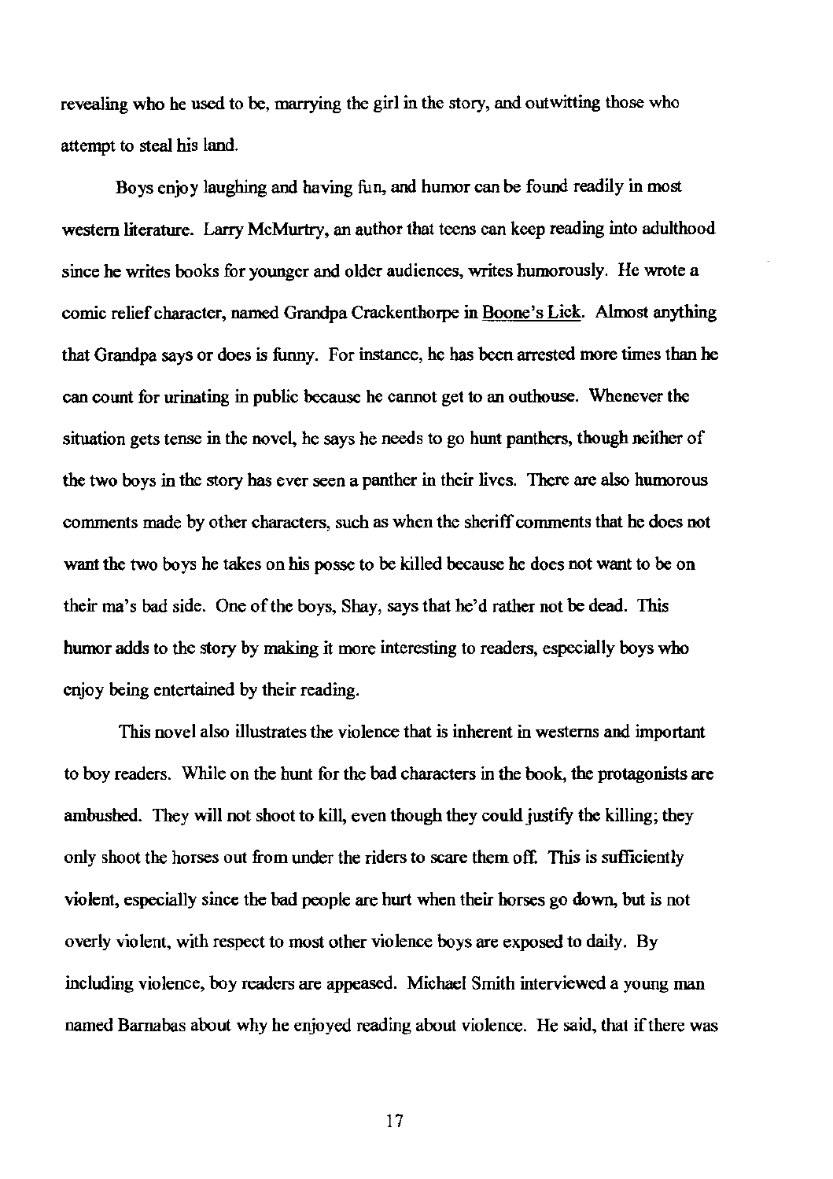revealing who he used to be, marrying the girl in the story, and outwitting those who attempt to steal his land.

Boys enjoy laughing and having fun, and humor can be found readily in most western literature. Larry McMurtry, an author that teens can keep reading into adulthood since he writes books for younger and older audiences, writes humorously. He wrote a comic relief character, named Grandpa Crackenthorpe in Boone's Lick. Almost anything that Grandpa says or does is funny. For instance, he has been arrested more times than he can count for urinating in public because he cannot get to an outhouse. Whenever the situation gets tense in the novel, he says he needs to go hunt panthers, though neither of the two boys in the story has ever seen a panther in their lives. There are also humorous comments made by other characters, such as when the sheriff comments that he does not want the two boys he takes on his posse to be killed because he does not want to be on their ma's bad side. One of the boys, Shay, says that he'd rather not be dead. This humor adds to the story by making it more interesting to readers, especially boys who enjoy being entertained by their reading.

This novel also illustrates the violence that is inherent in westerns and important to boy readers. While on the hunt for the bad characters in the book, the protagonists are ambushed. They will not shoot to kill, even though they could justify the killing; they only shoot the horses out from under the riders to scare them off. This is sufficiently violent, especially since the bad people are hurt when their horses go down, but is not overly violent, with respect to most other violence boys are exposed to daily. By including violence, boy readers are appeased. Michael Smith interviewed a young man named Barnabas about why he enjoyed reading about violence. He said, that if there was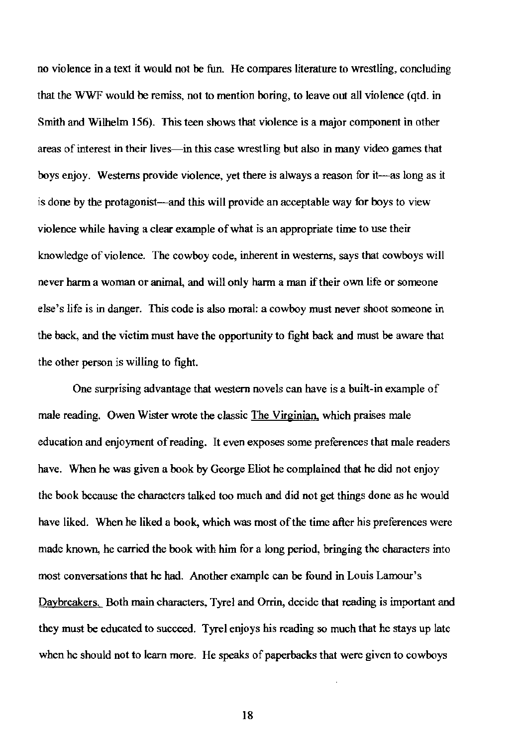no violence in a text it would not be fun. He compares literature to wrestling, concluding that the WWF would be remiss, not to mention boring, to leave out all violence (qtd. in Smith and Wilhelm 156). This teen shows that violence is a major component in other areas of interest in their lives—in this case wrestling but also in many video games that boys enjoy. Westerns provide violence, yet there is always a reason for it—as long as it is done by the protagonist—and this will provide an acceptable way for boys to view violence while having a clear example of what is an appropriate time to use their knowledge of violence. The cowboy code, inherent in westerns, says that cowboys will never harm a woman or animal, and will only harm a man if their own life or someone else's life is in danger. This code is also moral: a cowboy must never shoot someone in the back, and the victim must have the opportunity to fight back and must be aware that the other person is willing to fight.

One surprising advantage that western novels can have is a built-in example of male reading. Owen Wister wrote the classic The Virginian, which praises male education and enjoyment of reading. It even exposes some preferences that male readers have. When he was given a book by George Eliot he complained that he did not enjoy the book because the characters talked too much and did not get things done as he would have liked. When he liked a book, which was most of the time after his preferences were made known, he carried the book with him for a long period, bringing the characters into most conversations that he had. Another example can be found in Louis Lamour's Daybreakers. Both main characters, Tyrel and Orrin, decide that reading is important and they must be educated to succeed. Tyrel enjoys his reading so much that he stays up late when he should not to learn more. He speaks of paperbacks that were given to cowboys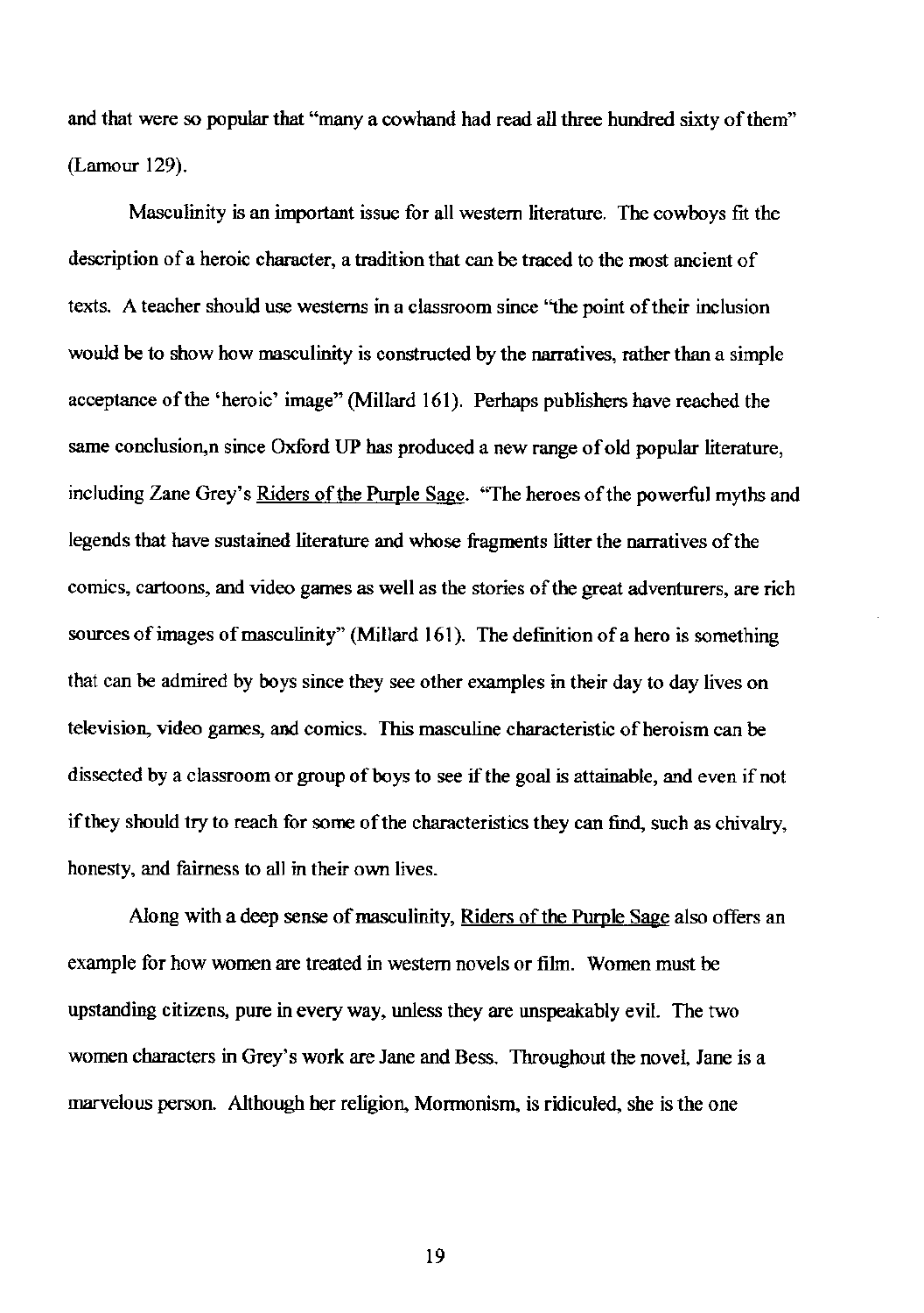and that were so popular that "many a cowhand had read all three hundred sixty of them" (Lamour 129).

Masculinity is an important issue for all western literature. The cowboys fit the description of a heroic character, a tradition that can be traced to the most ancient of texts. A teacher should use westerns in a classroom since "the point of their inclusion would be to show how masculinity is constructed by the narratives, rather than a simple acceptance of the 'heroic' image" (Millard 161). Perhaps publishers have reached the same conclusion,n since Oxford UP has produced a new range of old popular literature, including Zane Grey's Riders of the Purple Sage. "The heroes of the powerful myths and legends that have sustained literature and whose fragments litter the narratives of the comics, cartoons, and video games as well as the stories of the great adventurers, are rich sources of images of masculinity" (Millard 161). The definition of a hero is something that can be admired by boys since they see other examples in their day to day lives on television, video games, and comics. This masculine characteristic of heroism can be dissected by a classroom or group of boys to see if the goal is attainable, and even if not if they should try to reach for some of the characteristics they can find, such as chivalry, honesty, and fairness to all in their own lives.

Along with a deep sense of masculinity, Riders of the Purple Sage also offers an example for how women are treated in western novels or film. Women must be upstanding citizens, pure in every way, unless they are unspeakably evil. The two women characters in Grey's work are Jane and Bess. Throughout the novel, Jane is a marvelous person. Although her religion, Mormonism, is ridiculed, she is the one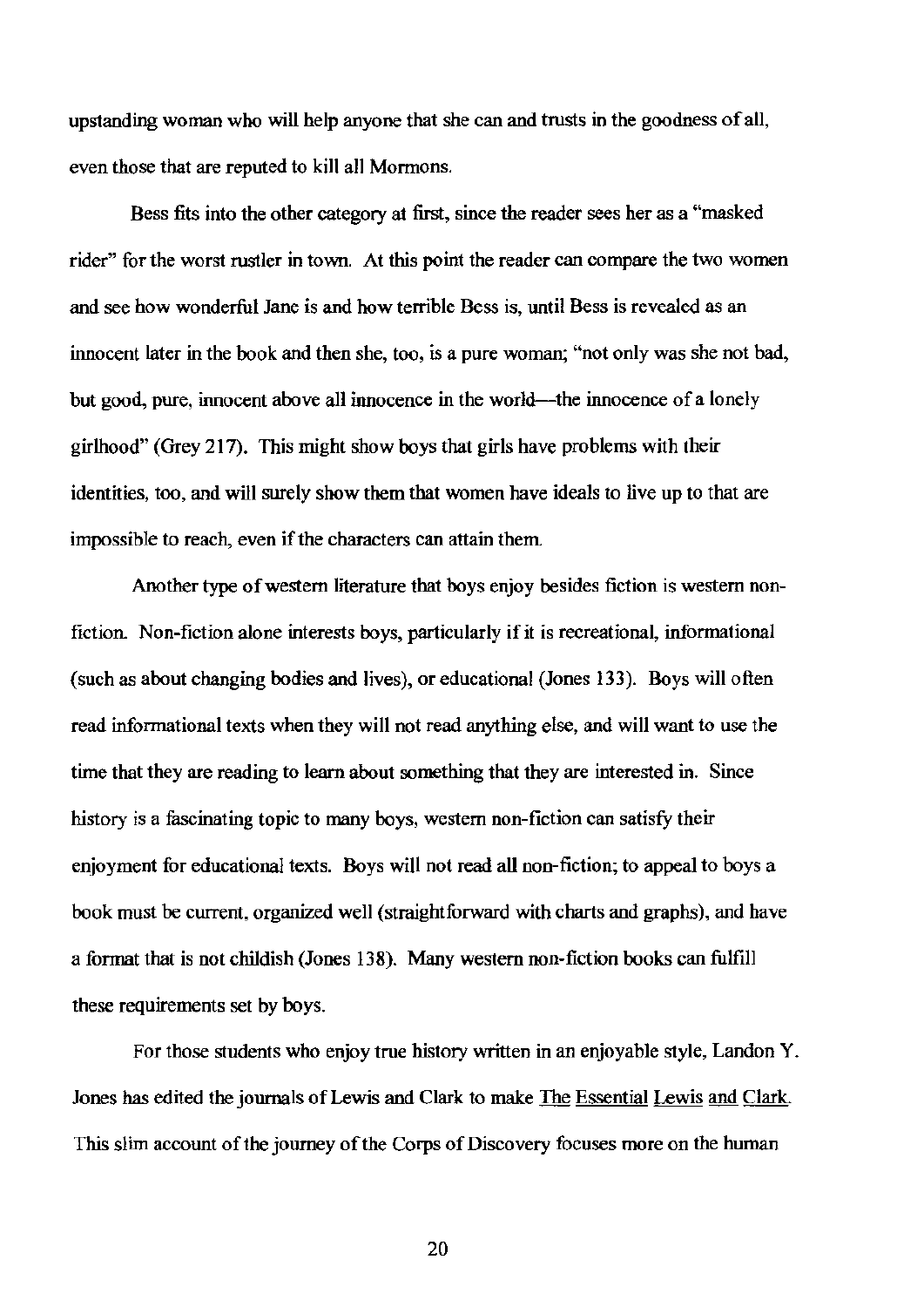upstanding woman who will help anyone that she can and trusts in the goodness of all, even those that are reputed to kill all Mormons.

Bess fits into the other category at first, since the reader sees her as a "masked rider" for the worst rustler in town. At this point the reader can compare the two women and see how wonderful Jane is and how terrible Bess is, until Bess is revealed as an innocent later in the book and then she, too, is a pure woman; "not only was she not bad, but good, pure, innocent above all innocence in the world—the innocence of a lonely girlhood" (Grey 217). This might show boys that girls have problems with their identities, too, and will surely show them that women have ideals to live up to that are impossible to reach, even if the characters can attain them.

Another type of western literature that boys enjoy besides fiction is western non-fiction. Non-fiction alone interests boys, particularly if it is recreational, informational (such as about changing bodies and lives), or educational (Jones 133). Boys will often read informational texts when they will not read anything else, and will want to use the time that they are reading to learn about something that they are interested in. Since history is a fascinating topic to many boys, western non-fiction can satisfy their enjoyment for educational texts. Boys will not read all non-fiction; to appeal to boys a book must be current, organized well (straightforward with charts and graphs), and have a format that is not childish (Jones 138). Many western non-fiction books can fulfill these requirements set by boys.

For those students who enjoy true history written in an enjoyable style, Landon Y. Jones has edited the journals of Lewis and Clark to make The Essential Lewis and Clark. This slim account of the journey of the Corps of Discovery focuses more on the human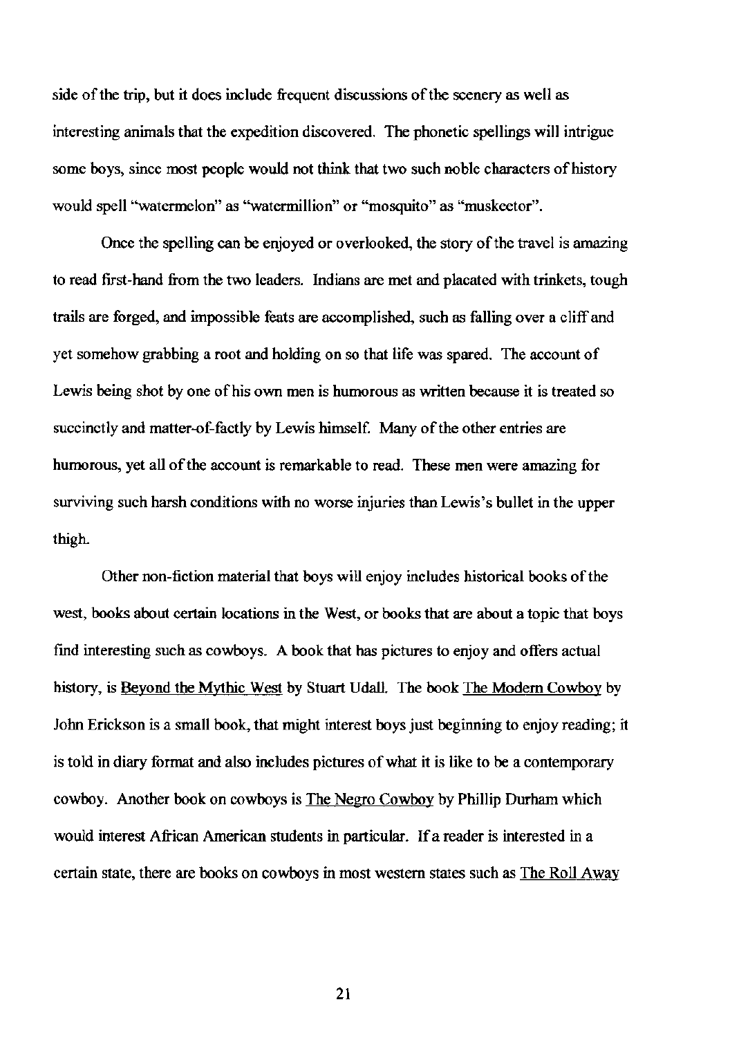side of the trip, but it does include frequent discussions of the scenery as well as interesting animals that the expedition discovered. The phonetic spellings will intrigue some boys, since most people would not think that two such noble characters of history would spell "watermelon" as "watermillion" or "mosquito" as "muskeetor".

Once the spelling can be enjoyed or overlooked, the story of the travel is amazing to read first-hand from the two leaders. Indians are met and placated with trinkets, tough trails are forged, and impossible feats are accomplished, such as falling over a cliff and yet somehow grabbing a root and holding on so that life was spared. The account of Lewis being shot by one of his own men is humorous as written because it is treated so succinctly and matter-of-factly by Lewis himself. Many of the other entries are humorous, yet all of the account is remarkable to read. These men were amazing for surviving such harsh conditions with no worse injuries than Lewis's bullet in the upper thigh.

Other non-fiction material that boys will enjoy includes historical books of the west, books about certain locations in the West, or books that are about a topic that boys find interesting such as cowboys. A book that has pictures to enjoy and offers actual history, is Beyond the Mythic West by Stuart Udall. The book The Modern Cowboy by John Erickson is a small book, that might interest boys just beginning to enjoy reading; it is told in diary format and also includes pictures of what it is like to be a contemporary cowboy. Another book on cowboys is The Negro Cowboy by Phillip Durham which would interest African American students in particular. If a reader is interested in a certain state, there are books on cowboys in most western states such as The Roll Away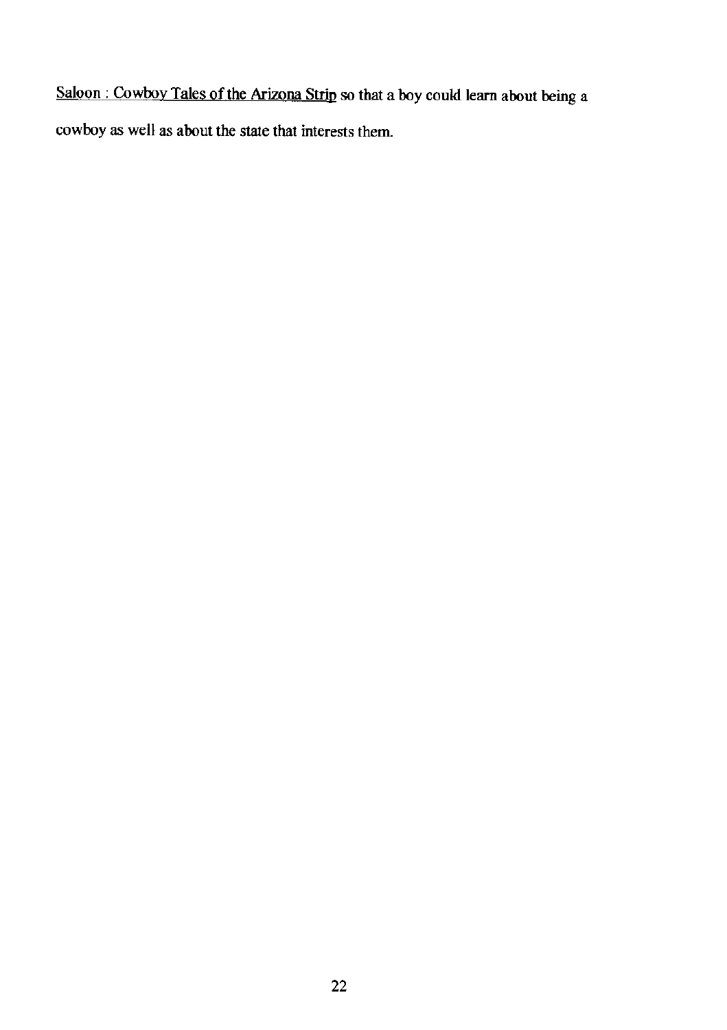<u>Saloon : Cowboy Tales of the Arizona Strip</u> so that a boy could learn about being a cowboy as well as about the state that interests them.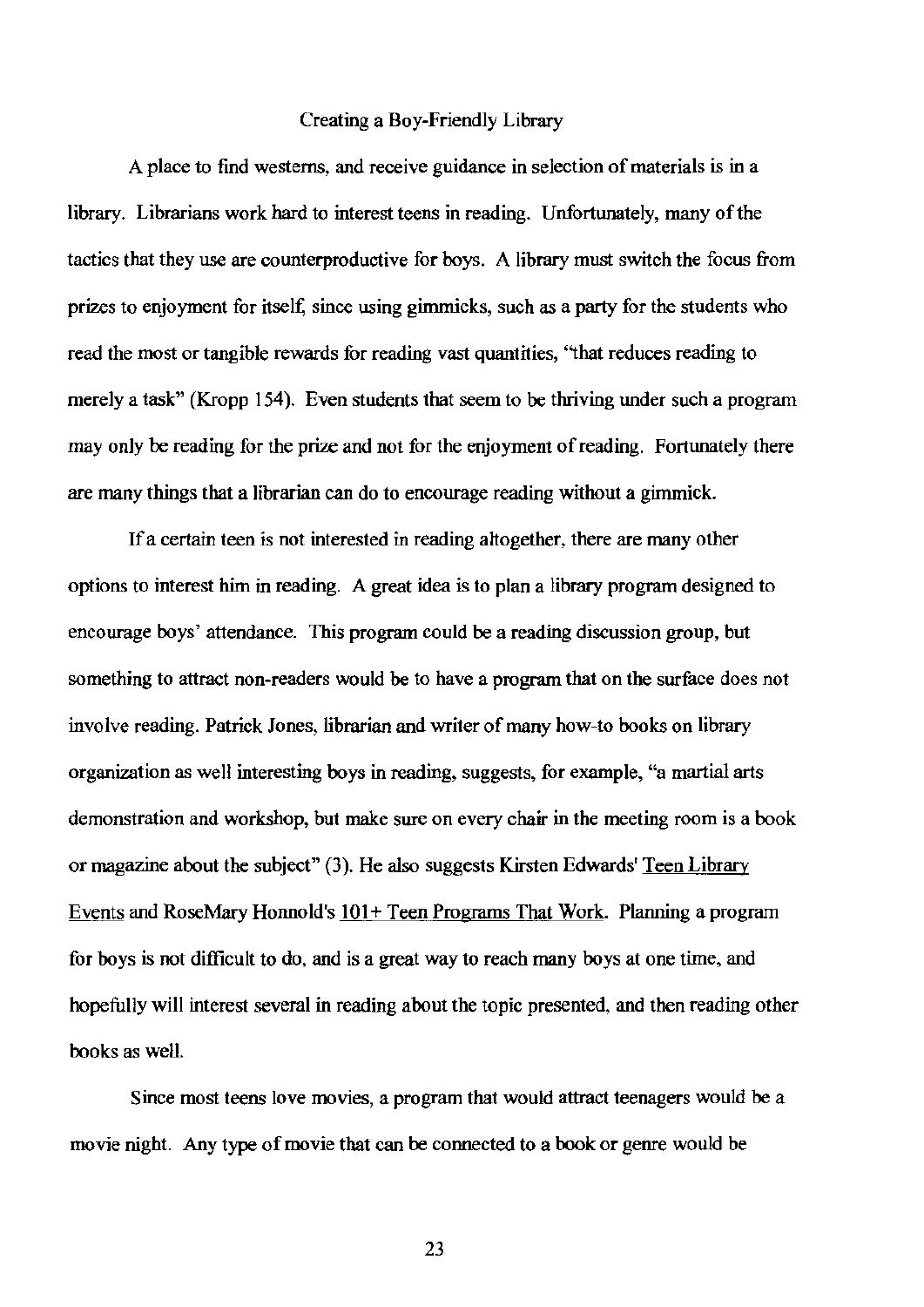## Creating a Boy-Friendly Library

A place to find westerns, and receive guidance in selection of materials is in a library. Librarians work hard to interest teens in reading. Unfortunately, many of the tactics that they use are counterproductive for boys. A library must switch the focus from prizes to enjoyment for itself, since using gimmicks, such as a party for the students who read the most or tangible rewards for reading vast quantities, "that reduces reading to merely a task" (Kropp 154). Even students that seem to be thriving under such a program may only be reading for the prize and not for the enjoyment of reading. Fortunately there are many things that a librarian can do to encourage reading without a gimmick.

If a certain teen is not interested in reading altogether, there are many other options to interest him in reading. A great idea is to plan a library program designed to encourage boys' attendance. This program could be a reading discussion group, but something to attract non-readers would be to have a program that on the surface does not involve reading. Patrick Jones, librarian and writer of many how-to books on library organization as well interesting boys in reading, suggests, for example, "a martial arts demonstration and workshop, but make sure on every chair in the meeting room is a book or magazine about the subject" (3). He also suggests Kirsten Edwards' Teen Library Events and RoseMary Honnold's 101+ Teen Programs That Work. Planning a program for boys is not difficult to do, and is a great way to reach many boys at one time, and hopefully will interest several in reading about the topic presented, and then reading other books as well.

Since most teens love movies, a program that would attract teenagers would be a movie night. Any type of movie that can be connected to a book or genre would be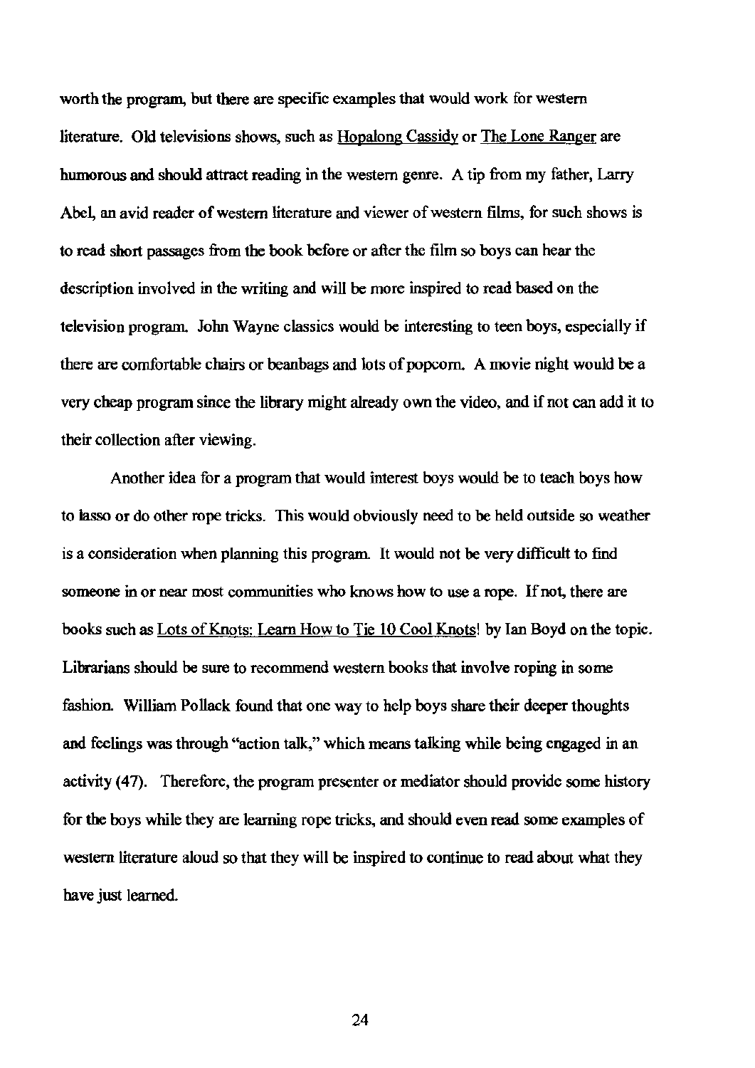worth the program, but there are specific examples that would work for western literature. Old televisions shows, such as Hopalong Cassidy or The Lone Ranger are humorous and should attract reading in the western genre. A tip from my father, Larry Abel, an avid reader of western literature and viewer of western films, for such shows is to read short passages from the book before or after the film so boys can hear the description involved in the writing and will be more inspired to read based on the television program. John Wayne classics would be interesting to teen boys, especially if there are comfortable chairs or beanbags and lots of popcorn. A movie night would be a very cheap program since the library might already own the video, and if not can add it to their collection after viewing.

Another idea for a program that would interest boys would be to teach boys how to lasso or do other rope tricks. This would obviously need to be held outside so weather is a consideration when planning this program. It would not be very difficult to find someone in or near most communities who knows how to use a rope. If not, there are books such as Lots of Knots: Learn How to Tie 10 Cool Knots! by Ian Boyd on the topic. Librarians should be sure to recommend western books that involve roping in some fashion. William Pollack found that one way to help boys share their deeper thoughts and feelings was through "action talk," which means talking while being engaged in an activity (47). Therefore, the program presenter or mediator should provide some history for the boys while they are learning rope tricks, and should even read some examples of western literature aloud so that they will be inspired to continue to read about what they have just learned.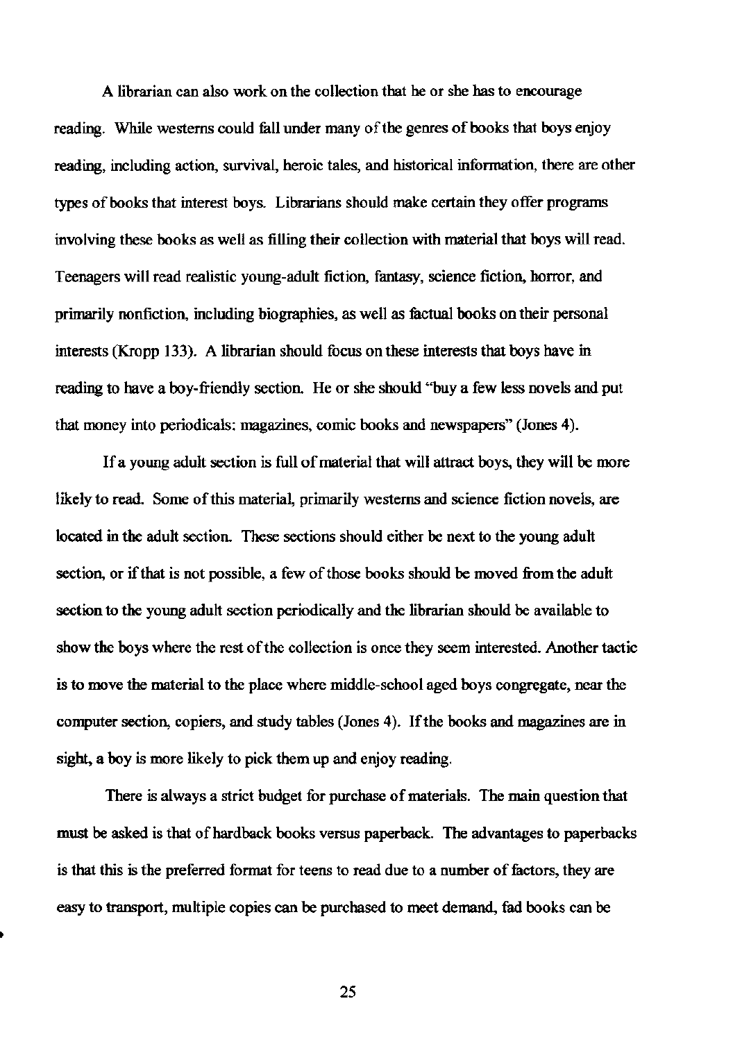A librarian can also work on the collection that he or she has to encourage reading. While westerns could fall under many of the genres of books that boys enjoy reading, including action, survival, heroic tales, and historical information, there are other types of books that interest boys. Librarians should make certain they offer programs involving these books as well as filling their collection with material that boys will read. Teenagers will read realistic young-adult fiction, fantasy, science fiction, horror, and primarily nonfiction, including biographies, as well as factual books on their personal interests (Kropp 133). A librarian should focus on these interests that boys have in reading to have a boy-friendly section. He or she should "buy a few less novels and put that money into periodicals: magazines, comic books and newspapers" (Jones 4).

If a young adult section is full of material that will attract boys, they will be more likely to read. Some of this material, primarily westerns and science fiction novels, are located in the adult section. These sections should either be next to the young adult section, or if that is not possible, a few of those books should be moved from the adult section to the young adult section periodically and the librarian should be available to show the boys where the rest of the collection is once they seem interested. Another tactic is to move the material to the place where middle-school aged boys congregate, near the computer section, copiers, and study tables (Jones 4). If the books and magazines are in sight, a boy is more likely to pick them up and enjoy reading.

There is always a strict budget for purchase of materials. The main question that must be asked is that of hardback books versus paperback. The advantages to paperbacks is that this is the preferred format for teens to read due to a number of factors, they are easy to transport, multiple copies can be purchased to meet demand, fad books can be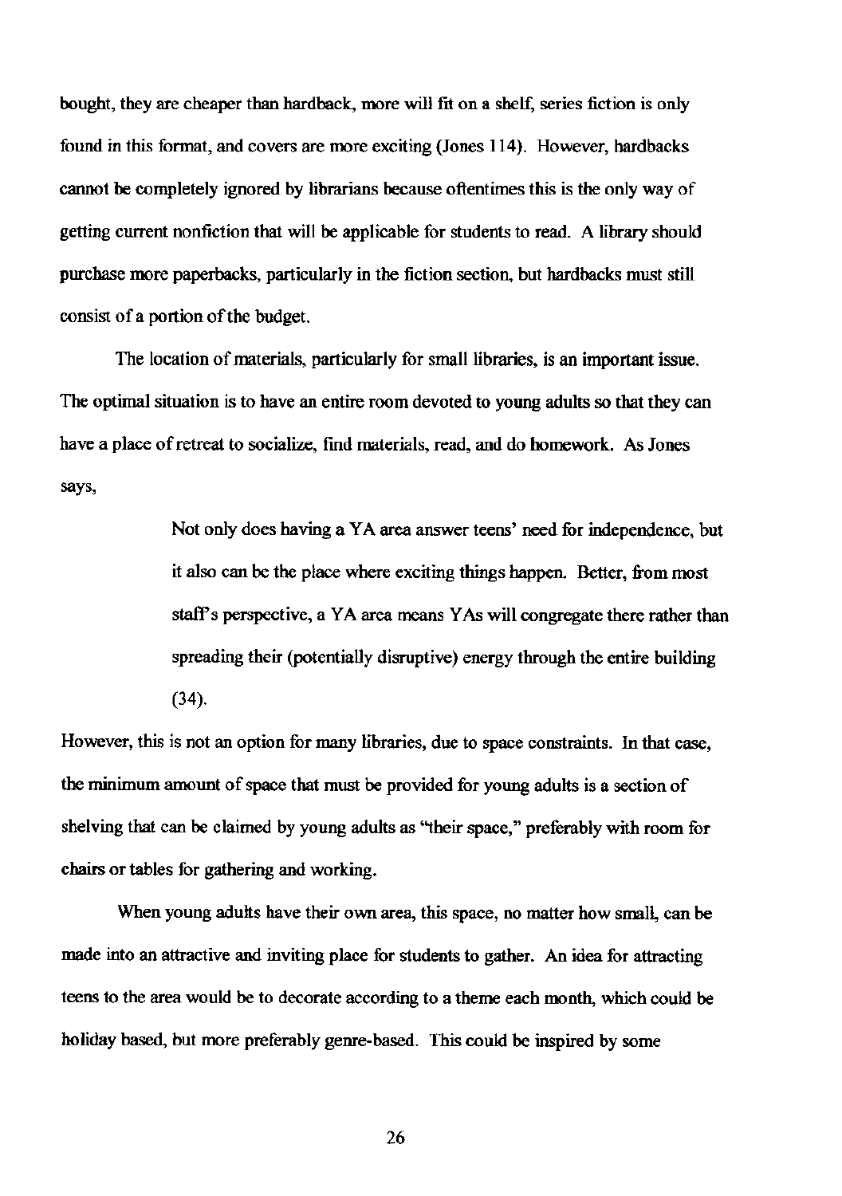bought, they are cheaper than hardback, more will fit on a shelf, series fiction is only found in this format, and covers are more exciting (Jones 114). However, hardbacks cannot be completely ignored by librarians because oftentimes this is the only way of getting current nonfiction that will be applicable for students to read. A library should purchase more paperbacks, particularly in the fiction section, but hardbacks must still consist of a portion of the budget.

The location of materials, particularly for small libraries, is an important issue. The optimal situation is to have an entire room devoted to young adults so that they can have a place of retreat to socialize, find materials, read, and do homework. As Jones says,

> Not only does having a YA area answer teens' need for independence, but it also can be the place where exciting things happen. Better, from most staff's perspective, a YA area means YAs will congregate there rather than spreading their (potentially disruptive) energy through the entire building (34).

However, this is not an option for many libraries, due to space constraints. In that case, the minimum amount of space that must be provided for young adults is a section of shelving that can be claimed by young adults as "their space," preferably with room for chairs or tables for gathering and working.

When young adults have their own area, this space, no matter how small, can be made into an attractive and inviting place for students to gather. An idea for attracting teens to the area would be to decorate according to a theme each month, which could be holiday based, but more preferably genre-based. This could be inspired by some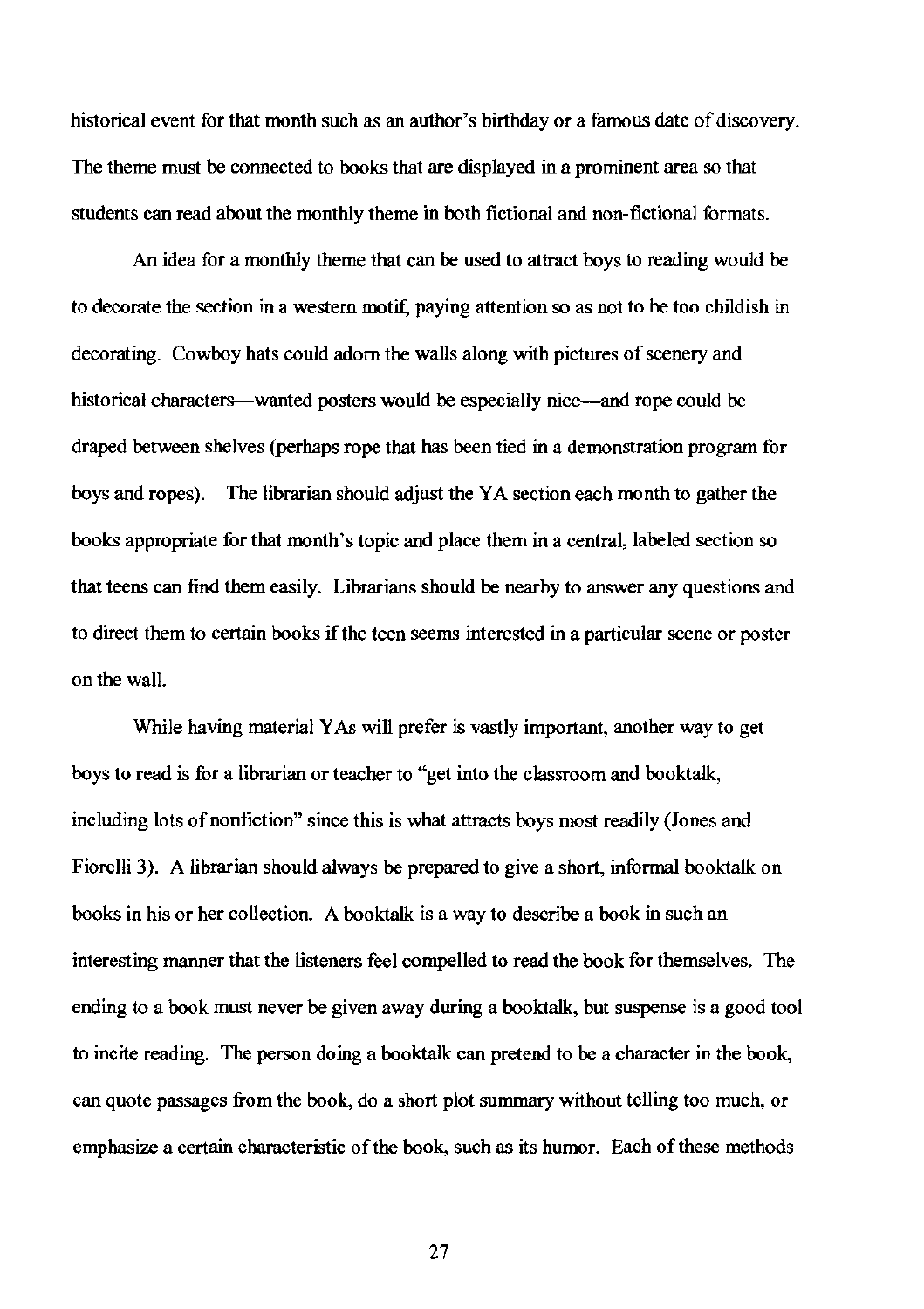historical event for that month such as an author's birthday or a famous date of discovery. The theme must be connected to books that are displayed in a prominent area so that students can read about the monthly theme in both fictional and non-fictional formats.

An idea for a monthly theme that can be used to attract boys to reading would be to decorate the section in a western motif, paying attention so as not to be too childish in decorating. Cowboy hats could adorn the walls along with pictures of scenery and historical characters—wanted posters would be especially nice—and rope could be draped between shelves (perhaps rope that has been tied in a demonstration program for boys and ropes). The librarian should adjust the YA section each month to gather the books appropriate for that month's topic and place them in a central, labeled section so that teens can find them easily. Librarians should be nearby to answer any questions and to direct them to certain books if the teen seems interested in a particular scene or poster on the wall.

While having material YAs will prefer is vastly important, another way to get boys to read is for a librarian or teacher to "get into the classroom and booktalk, including lots of nonfiction" since this is what attracts boys most readily (Jones and Fiorelli 3). A librarian should always be prepared to give a short, informal booktalk on books in his or her collection. A booktalk is a way to describe a book in such an interesting manner that the listeners feel compelled to read the book for themselves. The ending to a book must never be given away during a booktalk, but suspense is a good tool to incite reading. The person doing a booktalk can pretend to be a character in the book, can quote passages from the book, do a short plot summary without telling too much, or emphasize a certain characteristic of the book, such as its humor. Each of these methods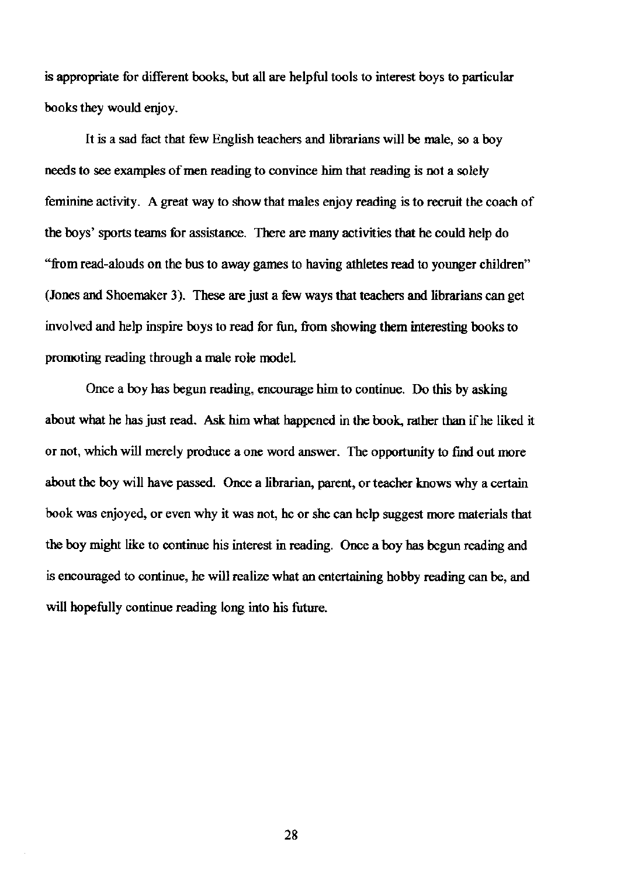is appropriate for different books, but all are helpful tools to interest boys to particular books they would enjoy.

It is a sad fact that few English teachers and librarians will be male, so a boy needs to see examples of men reading to convince him that reading is not a solely feminine activity. A great way to show that males enjoy reading is to recruit the coach of the boys' sports teams for assistance. There are many activities that he could help do "from read-alouds on the bus to away games to having athletes read to younger children" (Jones and Shoemaker 3). These are just a few ways that teachers and librarians can get involved and help inspire boys to read for fun, from showing them interesting books to promoting reading through a male role model.

Once a boy has begun reading, encourage him to continue. Do this by asking about what he has just read. Ask him what happened in the book, rather than if he liked it or not, which will merely produce a one word answer. The opportunity to find out more about the boy will have passed. Once a librarian, parent, or teacher knows why a certain book was enjoyed, or even why it was not, he or she can help suggest more materials that the boy might like to continue his interest in reading. Once a boy has begun reading and is encouraged to continue, he will realize what an entertaining hobby reading can be, and will hopefully continue reading long into his future.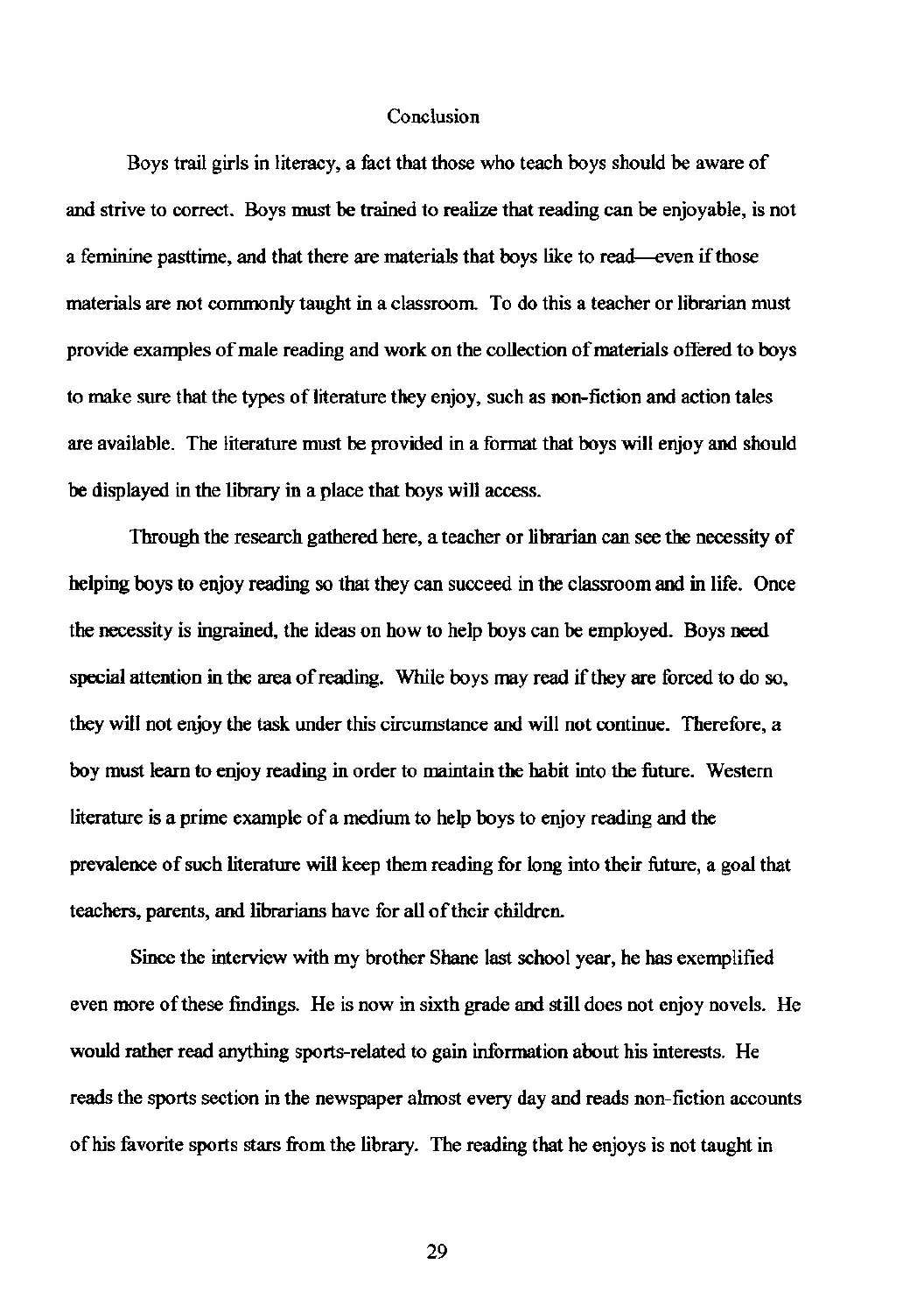# Conclusion

Boys trail girls in literacy, a fact that those who teach boys should be aware of and strive to correct. Boys must be trained to realize that reading can be enjoyable, is not a feminine pasttime, and that there are materials that boys like to read—even if those materials are not commonly taught in a classroom. To do this a teacher or librarian must provide examples of male reading and work on the collection of materials offered to boys to make sure that the types of literature they enjoy, such as non-fiction and action tales are available. The literature must be provided in a format that boys will enjoy and should be displayed in the library in a place that boys will access.

Through the research gathered here, a teacher or librarian can see the necessity of helping boys to enjoy reading so that they can succeed in the classroom and in life. Once the necessity is ingrained, the ideas on how to help boys can be employed. Boys need special attention in the area of reading. While boys may read if they are forced to do so, they will not enjoy the task under this circumstance and will not continue. Therefore, a boy must learn to enjoy reading in order to maintain the habit into the future. Western literature is a prime example of a medium to help boys to enjoy reading and the prevalence of such literature will keep them reading for long into their future, a goal that teachers, parents, and librarians have for all of their children.

Since the interview with my brother Shane last school year, he has exemplified even more of these findings. He is now in sixth grade and still does not enjoy novels. He would rather read anything sports-related to gain information about his interests. He reads the sports section in the newspaper almost every day and reads non-fiction accounts of his favorite sports stars from the library. The reading that he enjoys is not taught in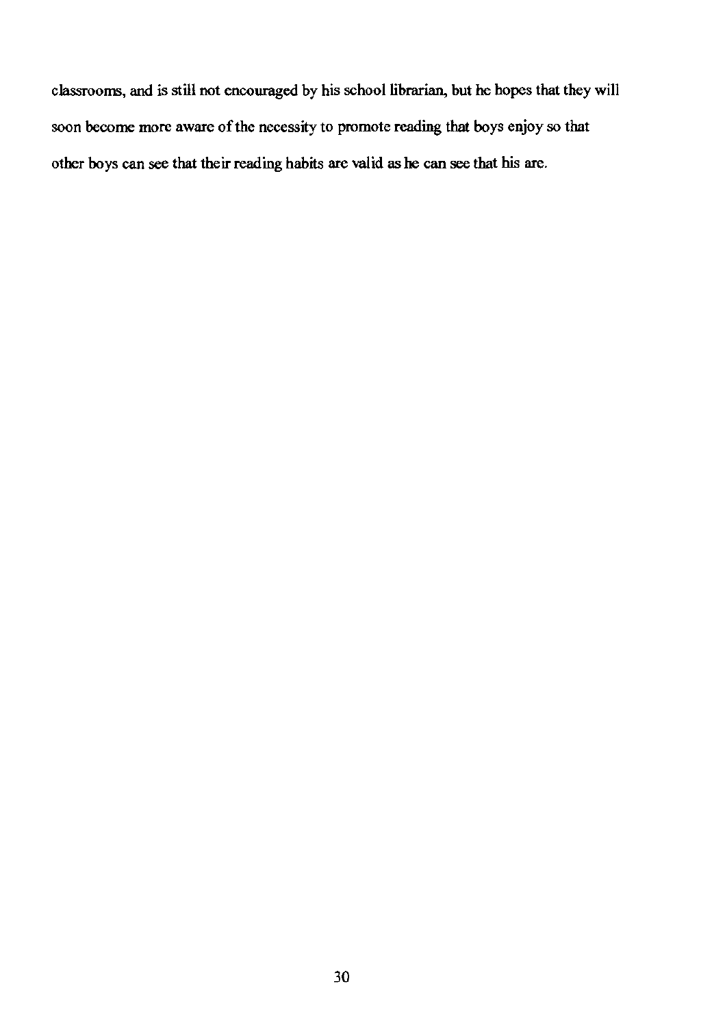classrooms, and is still not encouraged by his school librarian, but he hopes that they will soon become more aware of the necessity to promote reading that boys enjoy so that other boys can see that their reading habits are valid as he can see that his are.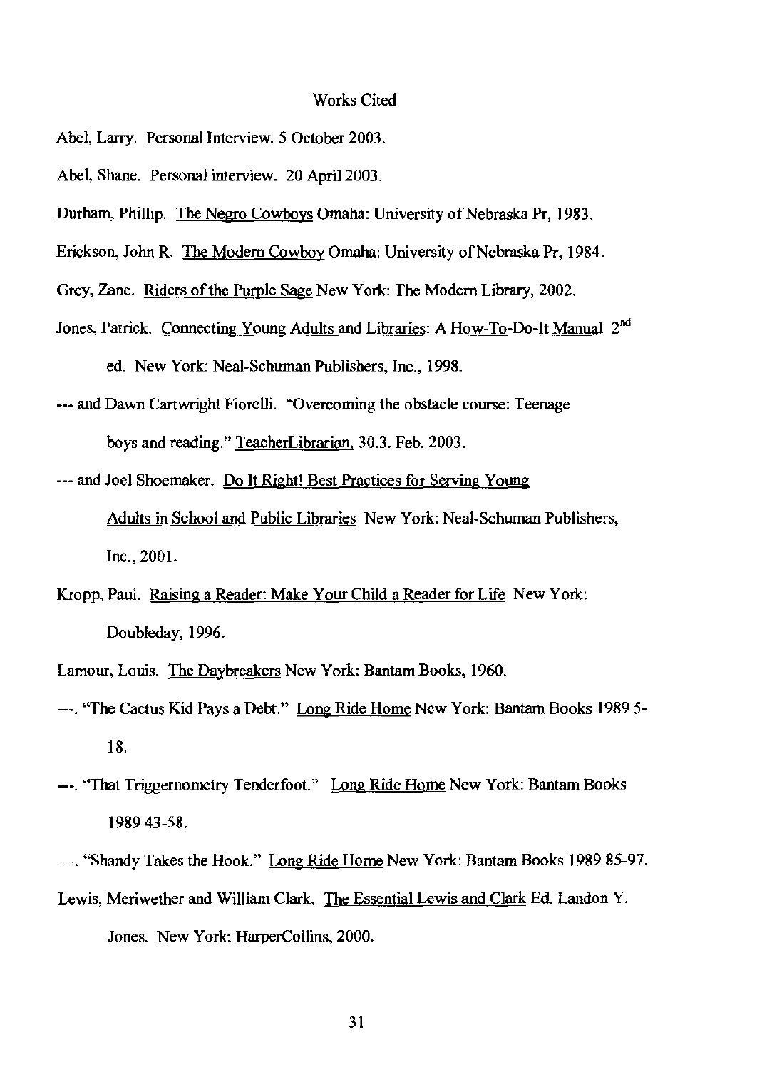# Works Cited

Abel, Larry. Personal Interview. 5 October 2003.

Abel, Shane. Personal interview. 20 April 2003.

Durham, Phillip. The Negro Cowboys Omaha: University of Nebraska Pr, 1983.

Erickson, John R. The Modern Cowboy Omaha: University of Nebraska Pr, 1984.

Grey, Zane. Riders of the Purple Sage New York: The Modern Library, 2002.

Jones, Patrick. Connecting Young Adults and Libraries: A How-To-Do-It Manual 2nd ed. New York: Neal-Schuman Publishers, Inc., 1998.

--- and Dawn Cartwright Fiorelli. "Overcoming the obstacle course: Teenage boys and reading." TeacherLibrarian, 30.3. Feb. 2003.

--- and Joel Shoemaker. Do It Right! Best Practices for Serving Young Adults in School and Public Libraries New York: Neal-Schuman Publishers, Inc., 2001.

Kropp, Paul. Raising a Reader: Make Your Child a Reader for Life New York: Doubleday, 1996.

Lamour, Louis. The Daybreakers New York: Bantam Books, 1960.

---. "The Cactus Kid Pays a Debt." Long Ride Home New York: Bantam Books 1989 5-18.

---. "That Triggernometry Tenderfoot." Long Ride Home New York: Bantam Books 1989 43-58.

---. "Shandy Takes the Hook." Long Ride Home New York: Bantam Books 1989 85-97.

Lewis, Meriwether and William Clark. The Essential Lewis and Clark Ed. Landon Y. Jones. New York: HarperCollins, 2000.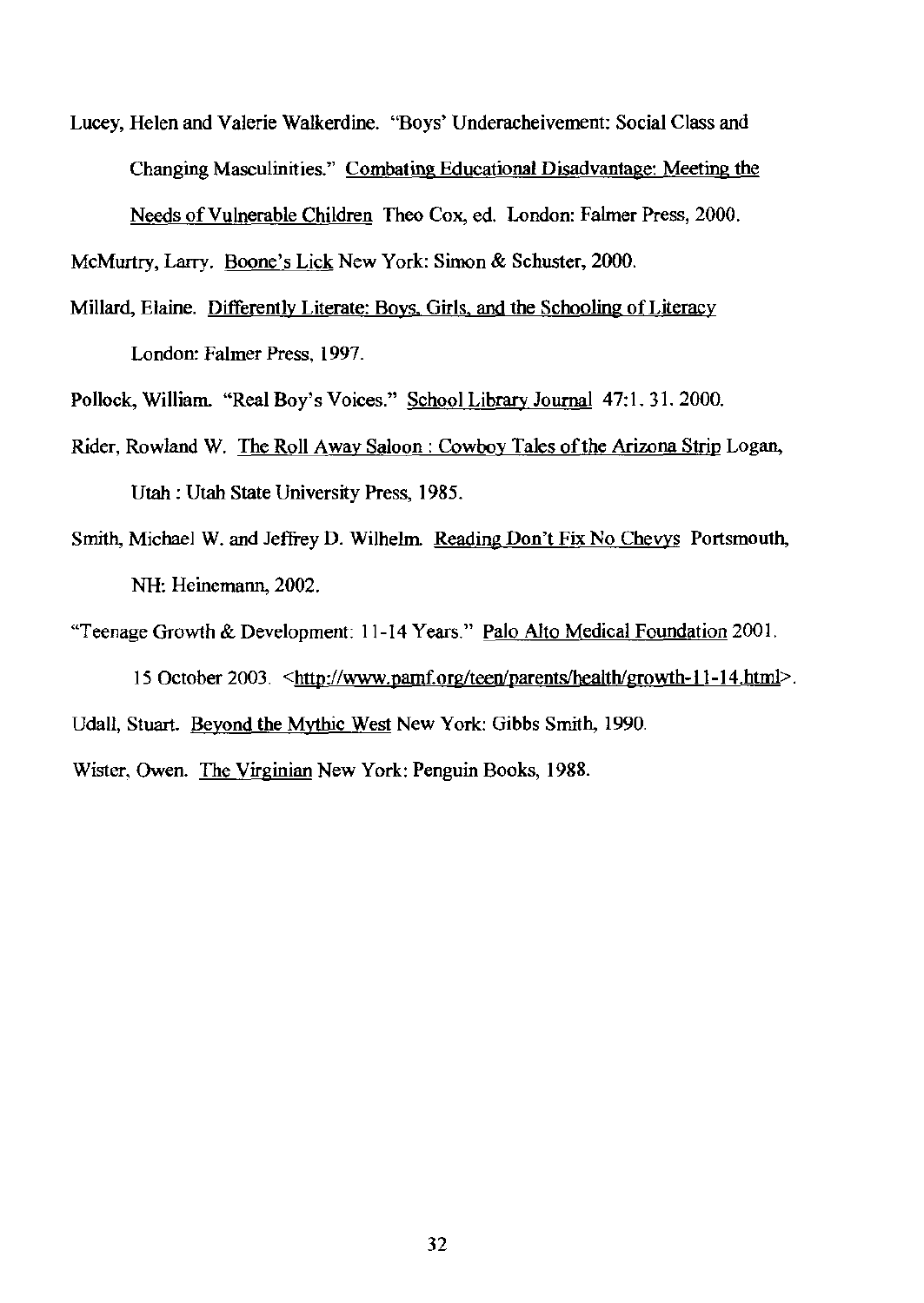Lucey, Helen and Valerie Walkerdine. "Boys' Underacheivement: Social Class and Changing Masculinities." Combating Educational Disadvantage: Meeting the Needs of Vulnerable Children Theo Cox, ed. London: Falmer Press, 2000.

McMurtry, Larry. Boone's Lick New York: Simon & Schuster, 2000.

Millard, Elaine. Differently Literate: Boys, Girls, and the Schooling of Literacy London: Falmer Press, 1997.

Pollock, William. "Real Boy's Voices." School Library Journal 47:1. 31. 2000.

Rider, Rowland W. The Roll Away Saloon : Cowboy Tales of the Arizona Strip Logan, Utah : Utah State University Press, 1985.

Smith, Michael W. and Jeffrey D. Wilhelm. Reading Don't Fix No Chevys Portsmouth, NH: Heinemann, 2002.

"Teenage Growth & Development: 11-14 Years." Palo Alto Medical Foundation 2001. 15 October 2003. <http://www.pamf.org/teen/parents/health/growth-11-14.html>.

Udall, Stuart. Beyond the Mythic West New York: Gibbs Smith, 1990.

Wister, Owen. The Virginian New York: Penguin Books, 1988.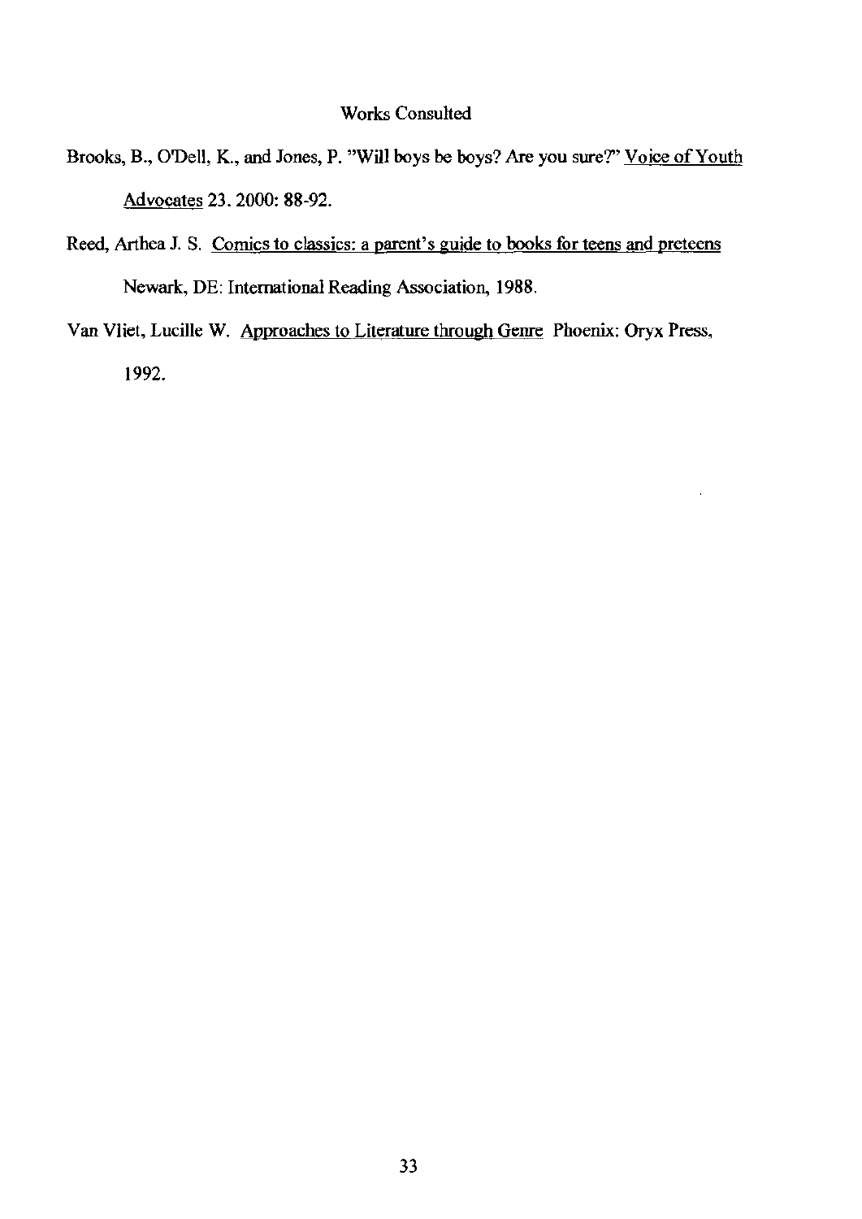# Works Consulted

Brooks, B., O'Dell, K., and Jones, P. "Will boys be boys? Are you sure?" <u>Voice of Youth Advocates</u> 23. 2000: 88-92.

Reed, Arthea J. S. <u>Comics to classics: a parent's guide to books for teens and preteens</u> Newark, DE: International Reading Association, 1988.

Van Vliet, Lucille W. <u>Approaches to Literature through Genre</u> Phoenix: Oryx Press, 1992.